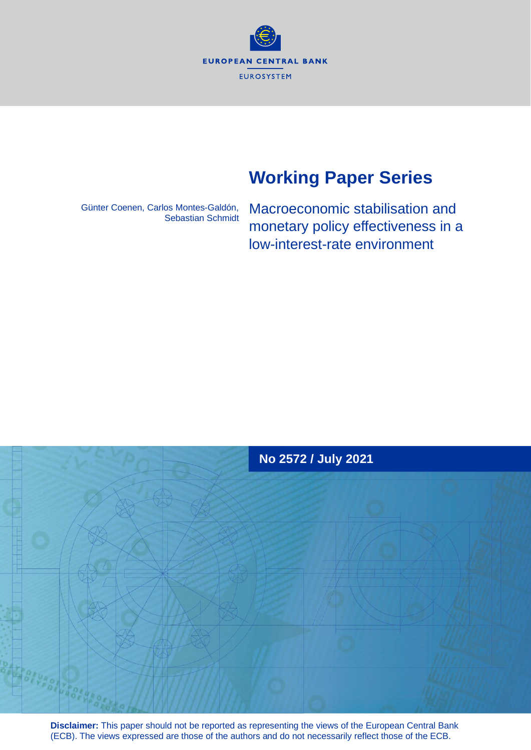EUROPEAN CENTRAL BANK

EUROSYSTEM

# Working Paper Series

Günter Coenen, Carlos Montes-Galdón, Sebastian Schmidt

## Macroeconomic stabilisation and monetary policy effectiveness in a low-interest-rate environment

**No 2572 / July 2021**

**Disclaimer:** This paper should not be reported as representing the views of the European Central Bank (ECB). The views expressed are those of the authors and do not necessarily reflect those of the ECB.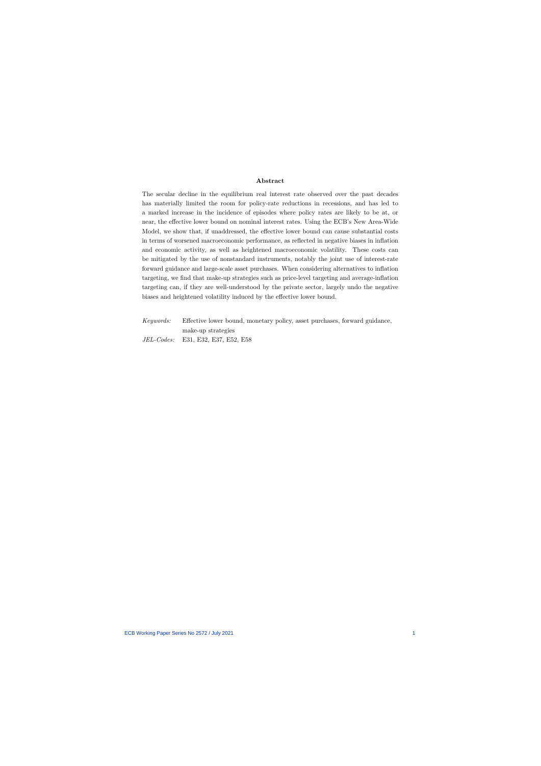**Abstract**

The secular decline in the equilibrium real interest rate observed over the past decades has materially limited the room for policy-rate reductions in recessions, and has led to a marked increase in the incidence of episodes where policy rates are likely to be at, or near, the effective lower bound on nominal interest rates. Using the ECB's New Area-Wide Model, we show that, if unaddressed, the effective lower bound can cause substantial costs in terms of worsened macroeconomic performance, as reflected in negative biases in inflation and economic activity, as well as heightened macroeconomic volatility. These costs can be mitigated by the use of nonstandard instruments, notably the joint use of interest-rate forward guidance and large-scale asset purchases. When considering alternatives to inflation targeting, we find that make-up strategies such as price-level targeting and average-inflation targeting can, if they are well-understood by the private sector, largely undo the negative biases and heightened volatility induced by the effective lower bound.

*Keywords:* Effective lower bound, monetary policy, asset purchases, forward guidance, make-up strategies

*JEL-Codes:* E31, E32, E37, E52, E58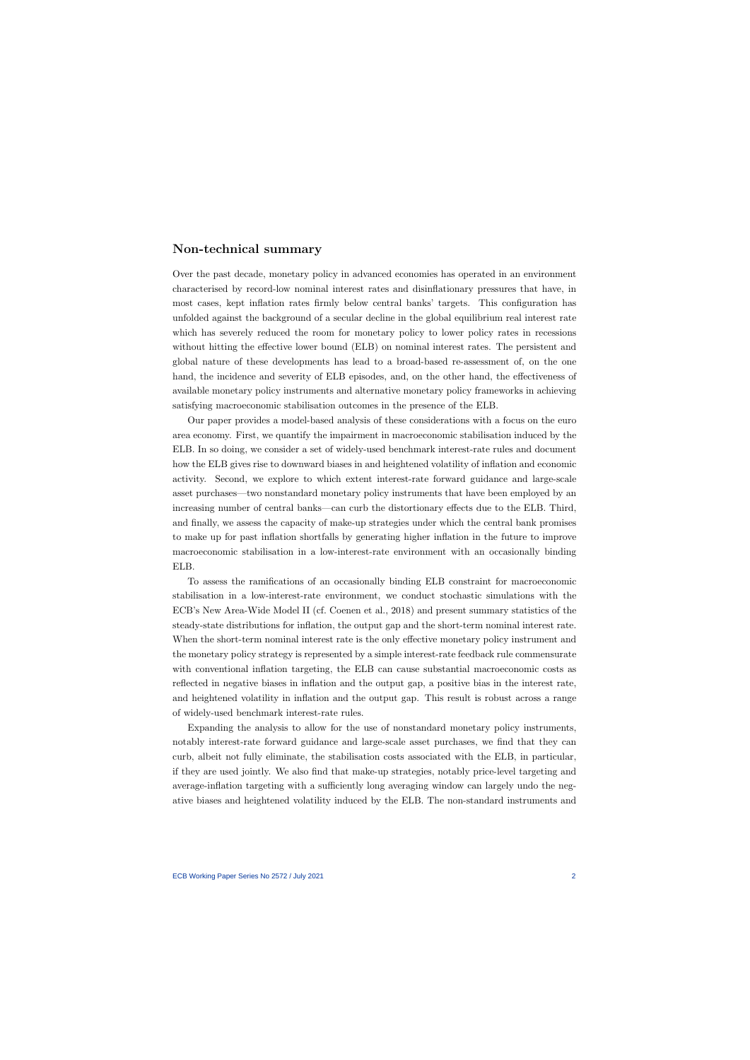## Non-technical summary

Over the past decade, monetary policy in advanced economies has operated in an environment characterised by record-low nominal interest rates and disinflationary pressures that have, in most cases, kept inflation rates firmly below central banks' targets. This configuration has unfolded against the background of a secular decline in the global equilibrium real interest rate which has severely reduced the room for monetary policy to lower policy rates in recessions without hitting the effective lower bound (ELB) on nominal interest rates. The persistent and global nature of these developments has lead to a broad-based re-assessment of, on the one hand, the incidence and severity of ELB episodes, and, on the other hand, the effectiveness of available monetary policy instruments and alternative monetary policy frameworks in achieving satisfying macroeconomic stabilisation outcomes in the presence of the ELB.

Our paper provides a model-based analysis of these considerations with a focus on the euro area economy. First, we quantify the impairment in macroeconomic stabilisation induced by the ELB. In so doing, we consider a set of widely-used benchmark interest-rate rules and document how the ELB gives rise to downward biases in and heightened volatility of inflation and economic activity. Second, we explore to which extent interest-rate forward guidance and large-scale asset purchases—two nonstandard monetary policy instruments that have been employed by an increasing number of central banks—can curb the distortionary effects due to the ELB. Third, and finally, we assess the capacity of make-up strategies under which the central bank promises to make up for past inflation shortfalls by generating higher inflation in the future to improve macroeconomic stabilisation in a low-interest-rate environment with an occasionally binding ELB.

To assess the ramifications of an occasionally binding ELB constraint for macroeconomic stabilisation in a low-interest-rate environment, we conduct stochastic simulations with the ECB's New Area-Wide Model II (cf. Coenen et al., 2018) and present summary statistics of the steady-state distributions for inflation, the output gap and the short-term nominal interest rate. When the short-term nominal interest rate is the only effective monetary policy instrument and the monetary policy strategy is represented by a simple interest-rate feedback rule commensurate with conventional inflation targeting, the ELB can cause substantial macroeconomic costs as reflected in negative biases in inflation and the output gap, a positive bias in the interest rate, and heightened volatility in inflation and the output gap. This result is robust across a range of widely-used benchmark interest-rate rules.

Expanding the analysis to allow for the use of nonstandard monetary policy instruments, notably interest-rate forward guidance and large-scale asset purchases, we find that they can curb, albeit not fully eliminate, the stabilisation costs associated with the ELB, in particular, if they are used jointly. We also find that make-up strategies, notably price-level targeting and average-inflation targeting with a sufficiently long averaging window can largely undo the negative biases and heightened volatility induced by the ELB. The non-standard instruments and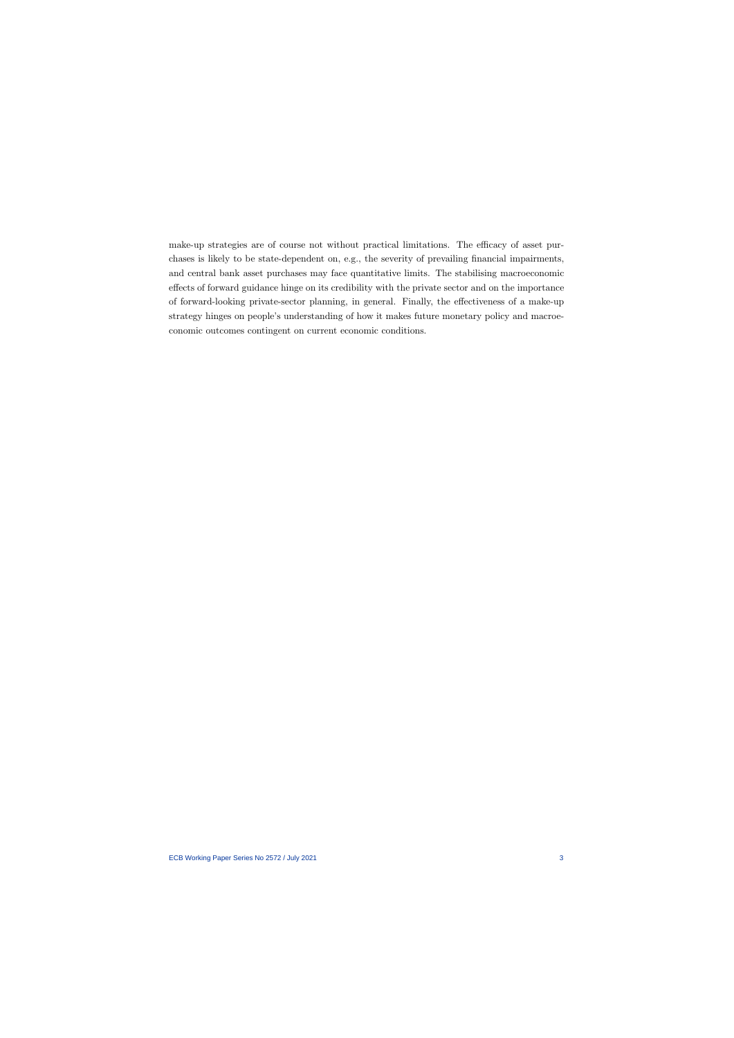make-up strategies are of course not without practical limitations. The efficacy of asset purchases is likely to be state-dependent on, e.g., the severity of prevailing financial impairments, and central bank asset purchases may face quantitative limits. The stabilising macroeconomic effects of forward guidance hinge on its credibility with the private sector and on the importance of forward-looking private-sector planning, in general. Finally, the effectiveness of a make-up strategy hinges on people's understanding of how it makes future monetary policy and macroeconomic outcomes contingent on current economic conditions.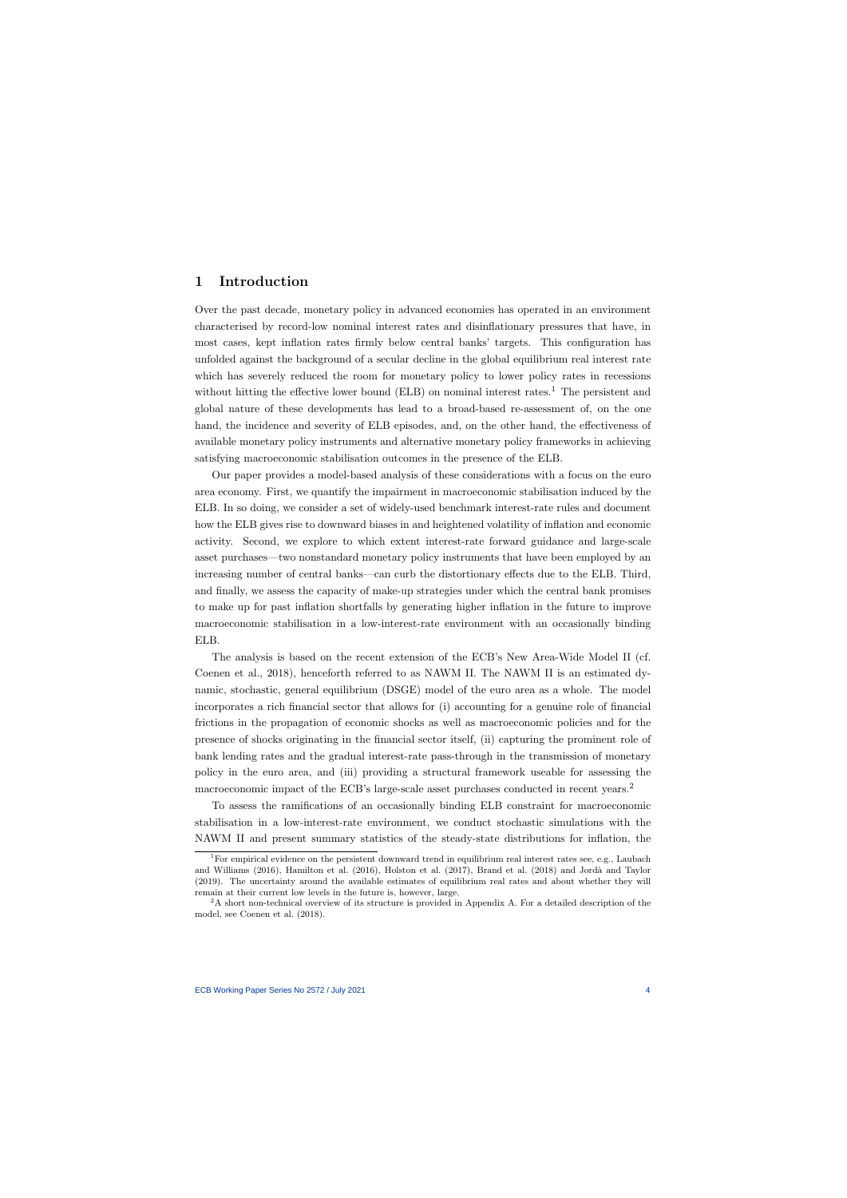# 1 Introduction

Over the past decade, monetary policy in advanced economies has operated in an environment characterised by record-low nominal interest rates and disinflationary pressures that have, in most cases, kept inflation rates firmly below central banks' targets. This configuration has unfolded against the background of a secular decline in the global equilibrium real interest rate which has severely reduced the room for monetary policy to lower policy rates in recessions without hitting the effective lower bound (ELB) on nominal interest rates.[1] The persistent and global nature of these developments has lead to a broad-based re-assessment of, on the one hand, the incidence and severity of ELB episodes, and, on the other hand, the effectiveness of available monetary policy instruments and alternative monetary policy frameworks in achieving satisfying macroeconomic stabilisation outcomes in the presence of the ELB.

Our paper provides a model-based analysis of these considerations with a focus on the euro area economy. First, we quantify the impairment in macroeconomic stabilisation induced by the ELB. In so doing, we consider a set of widely-used benchmark interest-rate rules and document how the ELB gives rise to downward biases in and heightened volatility of inflation and economic activity. Second, we explore to which extent interest-rate forward guidance and large-scale asset purchases—two nonstandard monetary policy instruments that have been employed by an increasing number of central banks—can curb the distortionary effects due to the ELB. Third, and finally, we assess the capacity of make-up strategies under which the central bank promises to make up for past inflation shortfalls by generating higher inflation in the future to improve macroeconomic stabilisation in a low-interest-rate environment with an occasionally binding ELB.

The analysis is based on the recent extension of the ECB's New Area-Wide Model II (cf. Coenen et al., 2018), henceforth referred to as NAWM II. The NAWM II is an estimated dynamic, stochastic, general equilibrium (DSGE) model of the euro area as a whole. The model incorporates a rich financial sector that allows for (i) accounting for a genuine role of financial frictions in the propagation of economic shocks as well as macroeconomic policies and for the presence of shocks originating in the financial sector itself, (ii) capturing the prominent role of bank lending rates and the gradual interest-rate pass-through in the transmission of monetary policy in the euro area, and (iii) providing a structural framework useable for assessing the macroeconomic impact of the ECB's large-scale asset purchases conducted in recent years.[2]

To assess the ramifications of an occasionally binding ELB constraint for macroeconomic stabilisation in a low-interest-rate environment, we conduct stochastic simulations with the NAWM II and present summary statistics of the steady-state distributions for inflation, the

---

[1] For empirical evidence on the persistent downward trend in equilibrium real interest rates see, e.g., Laubach and Williams (2016), Hamilton et al. (2016), Holston et al. (2017), Brand et al. (2018) and Jordà and Taylor (2019). The uncertainty around the available estimates of equilibrium real rates and about whether they will remain at their current low levels in the future is, however, large.

[2] A short non-technical overview of its structure is provided in Appendix A. For a detailed description of the model, see Coenen et al. (2018).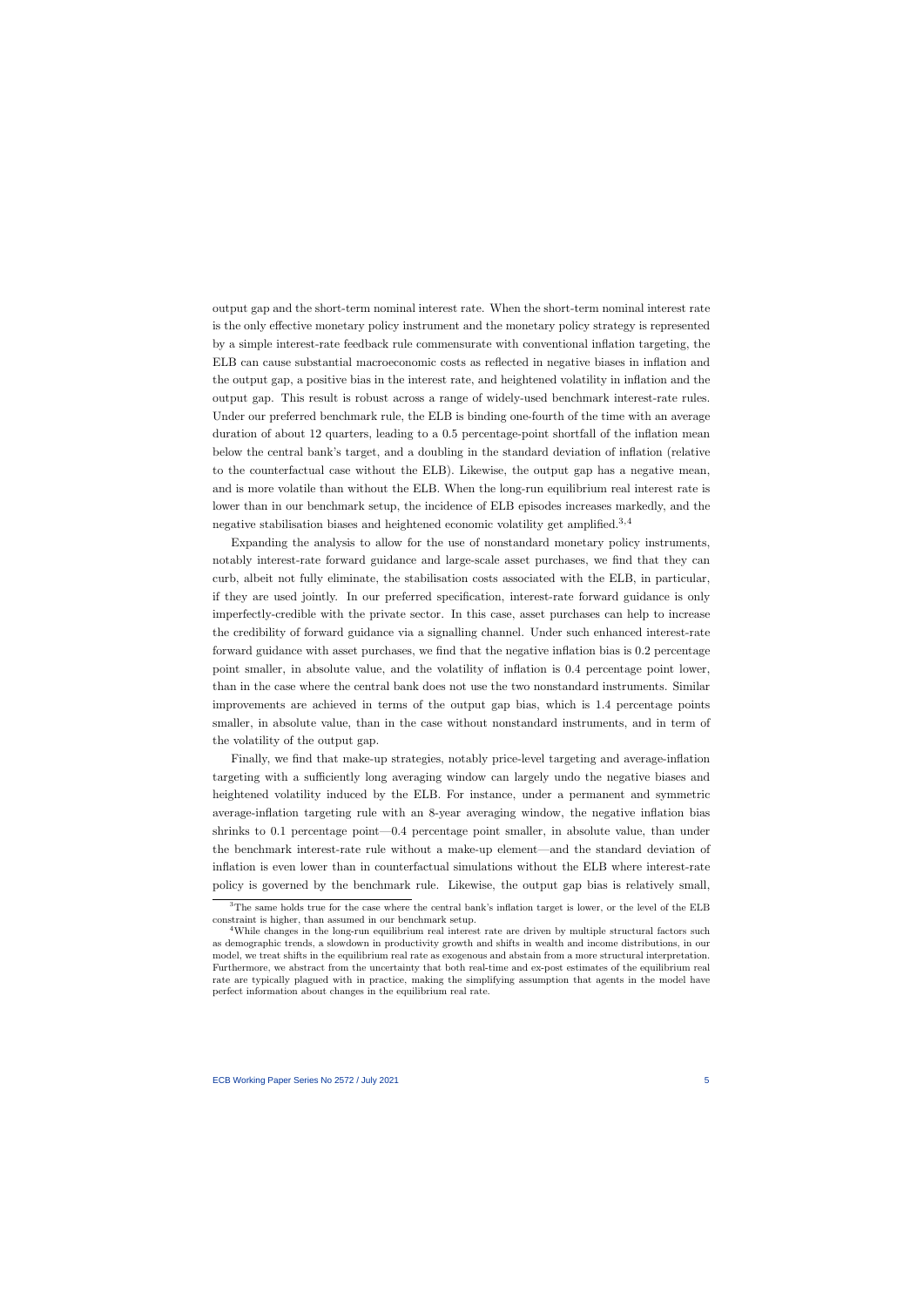output gap and the short-term nominal interest rate. When the short-term nominal interest rate is the only effective monetary policy instrument and the monetary policy strategy is represented by a simple interest-rate feedback rule commensurate with conventional inflation targeting, the ELB can cause substantial macroeconomic costs as reflected in negative biases in inflation and the output gap, a positive bias in the interest rate, and heightened volatility in inflation and the output gap. This result is robust across a range of widely-used benchmark interest-rate rules. Under our preferred benchmark rule, the ELB is binding one-fourth of the time with an average duration of about 12 quarters, leading to a 0.5 percentage-point shortfall of the inflation mean below the central bank's target, and a doubling in the standard deviation of inflation (relative to the counterfactual case without the ELB). Likewise, the output gap has a negative mean, and is more volatile than without the ELB. When the long-run equilibrium real interest rate is lower than in our benchmark setup, the incidence of ELB episodes increases markedly, and the negative stabilisation biases and heightened economic volatility get amplified.[3,4]

Expanding the analysis to allow for the use of nonstandard monetary policy instruments, notably interest-rate forward guidance and large-scale asset purchases, we find that they can curb, albeit not fully eliminate, the stabilisation costs associated with the ELB, in particular, if they are used jointly. In our preferred specification, interest-rate forward guidance is only imperfectly-credible with the private sector. In this case, asset purchases can help to increase the credibility of forward guidance via a signalling channel. Under such enhanced interest-rate forward guidance with asset purchases, we find that the negative inflation bias is 0.2 percentage point smaller, in absolute value, and the volatility of inflation is 0.4 percentage point lower, than in the case where the central bank does not use the two nonstandard instruments. Similar improvements are achieved in terms of the output gap bias, which is 1.4 percentage points smaller, in absolute value, than in the case without nonstandard instruments, and in term of the volatility of the output gap.

Finally, we find that make-up strategies, notably price-level targeting and average-inflation targeting with a sufficiently long averaging window can largely undo the negative biases and heightened volatility induced by the ELB. For instance, under a permanent and symmetric average-inflation targeting rule with an 8-year averaging window, the negative inflation bias shrinks to 0.1 percentage point—0.4 percentage point smaller, in absolute value, than under the benchmark interest-rate rule without a make-up element—and the standard deviation of inflation is even lower than in counterfactual simulations without the ELB where interest-rate policy is governed by the benchmark rule. Likewise, the output gap bias is relatively small,

[3] The same holds true for the case where the central bank's inflation target is lower, or the level of the ELB constraint is higher, than assumed in our benchmark setup.

[4] While changes in the long-run equilibrium real interest rate are driven by multiple structural factors such as demographic trends, a slowdown in productivity growth and shifts in wealth and income distributions, in our model, we treat shifts in the equilibrium real rate as exogenous and abstain from a more structural interpretation. Furthermore, we abstract from the uncertainty that both real-time and ex-post estimates of the equilibrium real rate are typically plagued with in practice, making the simplifying assumption that agents in the model have perfect information about changes in the equilibrium real rate.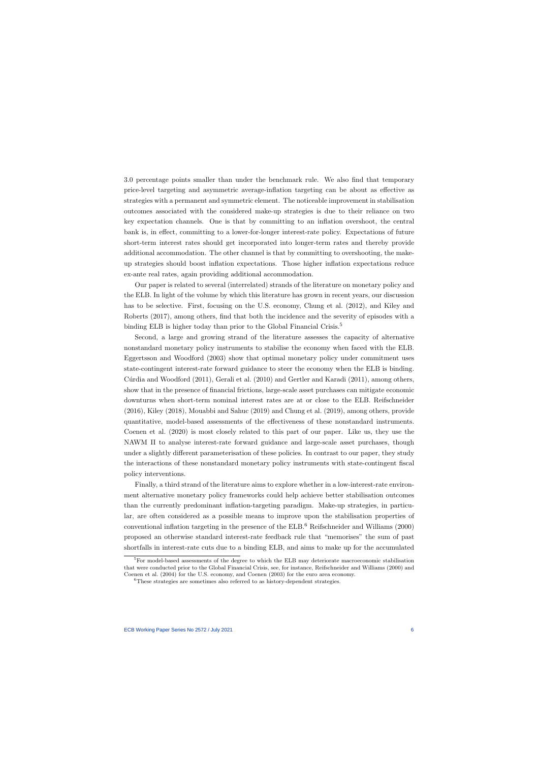3.0 percentage points smaller than under the benchmark rule. We also find that temporary price-level targeting and asymmetric average-inflation targeting can be about as effective as strategies with a permanent and symmetric element. The noticeable improvement in stabilisation outcomes associated with the considered make-up strategies is due to their reliance on two key expectation channels. One is that by committing to an inflation overshoot, the central bank is, in effect, committing to a lower-for-longer interest-rate policy. Expectations of future short-term interest rates should get incorporated into longer-term rates and thereby provide additional accommodation. The other channel is that by committing to overshooting, the make-up strategies should boost inflation expectations. Those higher inflation expectations reduce ex-ante real rates, again providing additional accommodation.

Our paper is related to several (interrelated) strands of the literature on monetary policy and the ELB. In light of the volume by which this literature has grown in recent years, our discussion has to be selective. First, focusing on the U.S. economy, Chung et al. (2012), and Kiley and Roberts (2017), among others, find that both the incidence and the severity of episodes with a binding ELB is higher today than prior to the Global Financial Crisis.[5]

Second, a large and growing strand of the literature assesses the capacity of alternative nonstandard monetary policy instruments to stabilise the economy when faced with the ELB. Eggertsson and Woodford (2003) show that optimal monetary policy under commitment uses state-contingent interest-rate forward guidance to steer the economy when the ELB is binding. Cúrdia and Woodford (2011), Gerali et al. (2010) and Gertler and Karadi (2011), among others, show that in the presence of financial frictions, large-scale asset purchases can mitigate economic downturns when short-term nominal interest rates are at or close to the ELB. Reifschneider (2016), Kiley (2018), Mouabbi and Sahuc (2019) and Chung et al. (2019), among others, provide quantitative, model-based assessments of the effectiveness of these nonstandard instruments. Coenen et al. (2020) is most closely related to this part of our paper. Like us, they use the NAWM II to analyse interest-rate forward guidance and large-scale asset purchases, though under a slightly different parameterisation of these policies. In contrast to our paper, they study the interactions of these nonstandard monetary policy instruments with state-contingent fiscal policy interventions.

Finally, a third strand of the literature aims to explore whether in a low-interest-rate environment alternative monetary policy frameworks could help achieve better stabilisation outcomes than the currently predominant inflation-targeting paradigm. Make-up strategies, in particular, are often considered as a possible means to improve upon the stabilisation properties of conventional inflation targeting in the presence of the ELB.[6] Reifschneider and Williams (2000) proposed an otherwise standard interest-rate feedback rule that "memorises" the sum of past shortfalls in interest-rate cuts due to a binding ELB, and aims to make up for the accumulated

[5] For model-based assessments of the degree to which the ELB may deteriorate macroeconomic stabilisation that were conducted prior to the Global Financial Crisis, see, for instance, Reifschneider and Williams (2000) and Coenen et al. (2004) for the U.S. economy, and Coenen (2003) for the euro area economy.

[6] These strategies are sometimes also referred to as history-dependent strategies.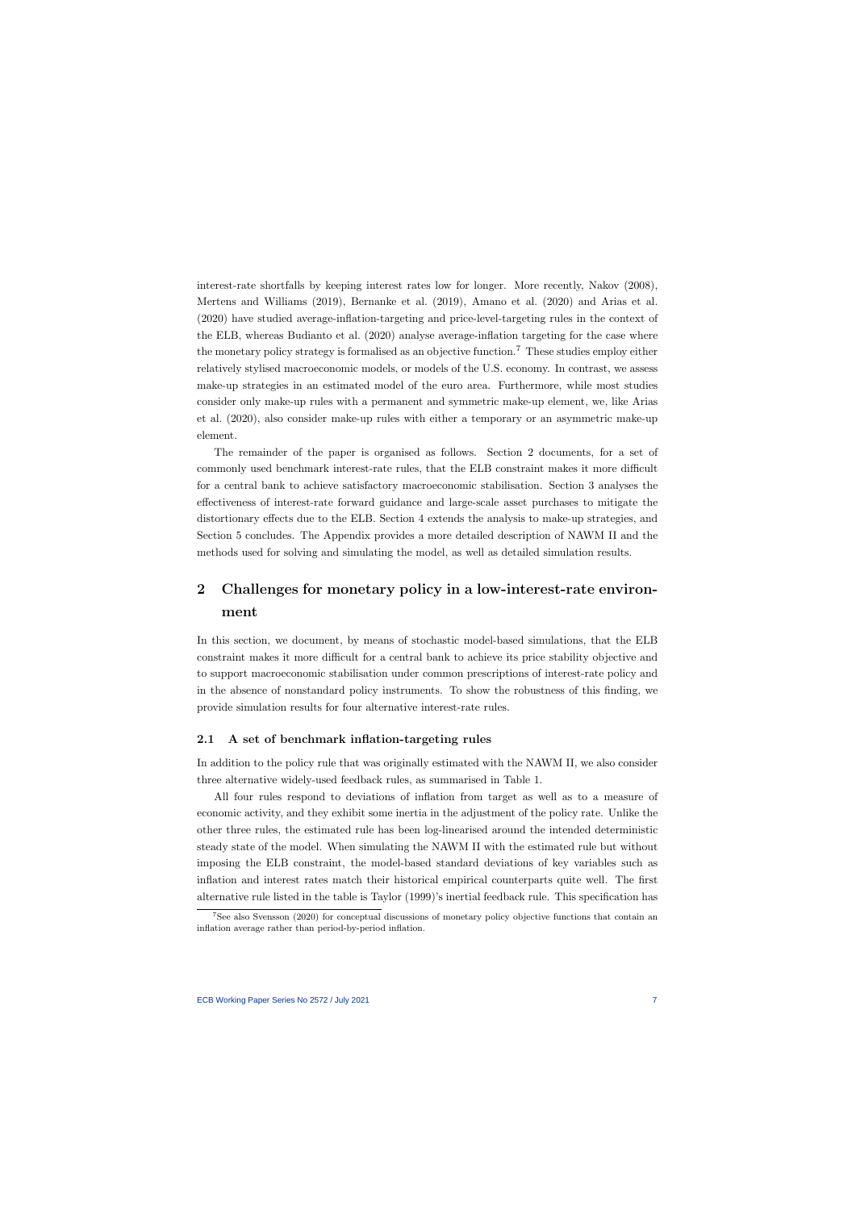interest-rate shortfalls by keeping interest rates low for longer. More recently, Nakov (2008), Mertens and Williams (2019), Bernanke et al. (2019), Amano et al. (2020) and Arias et al. (2020) have studied average-inflation-targeting and price-level-targeting rules in the context of the ELB, whereas Budianto et al. (2020) analyse average-inflation targeting for the case where the monetary policy strategy is formalised as an objective function.[7] These studies employ either relatively stylised macroeconomic models, or models of the U.S. economy. In contrast, we assess make-up strategies in an estimated model of the euro area. Furthermore, while most studies consider only make-up rules with a permanent and symmetric make-up element, we, like Arias et al. (2020), also consider make-up rules with either a temporary or an asymmetric make-up element.

The remainder of the paper is organised as follows. Section 2 documents, for a set of commonly used benchmark interest-rate rules, that the ELB constraint makes it more difficult for a central bank to achieve satisfactory macroeconomic stabilisation. Section 3 analyses the effectiveness of interest-rate forward guidance and large-scale asset purchases to mitigate the distortionary effects due to the ELB. Section 4 extends the analysis to make-up strategies, and Section 5 concludes. The Appendix provides a more detailed description of NAWM II and the methods used for solving and simulating the model, as well as detailed simulation results.

## 2 Challenges for monetary policy in a low-interest-rate environment

In this section, we document, by means of stochastic model-based simulations, that the ELB constraint makes it more difficult for a central bank to achieve its price stability objective and to support macroeconomic stabilisation under common prescriptions of interest-rate policy and in the absence of nonstandard policy instruments. To show the robustness of this finding, we provide simulation results for four alternative interest-rate rules.

### 2.1 A set of benchmark inflation-targeting rules

In addition to the policy rule that was originally estimated with the NAWM II, we also consider three alternative widely-used feedback rules, as summarised in Table 1.

All four rules respond to deviations of inflation from target as well as to a measure of economic activity, and they exhibit some inertia in the adjustment of the policy rate. Unlike the other three rules, the estimated rule has been log-linearised around the intended deterministic steady state of the model. When simulating the NAWM II with the estimated rule but without imposing the ELB constraint, the model-based standard deviations of key variables such as inflation and interest rates match their historical empirical counterparts quite well. The first alternative rule listed in the table is Taylor (1999)'s inertial feedback rule. This specification has

[7] See also Svensson (2020) for conceptual discussions of monetary policy objective functions that contain an inflation average rather than period-by-period inflation.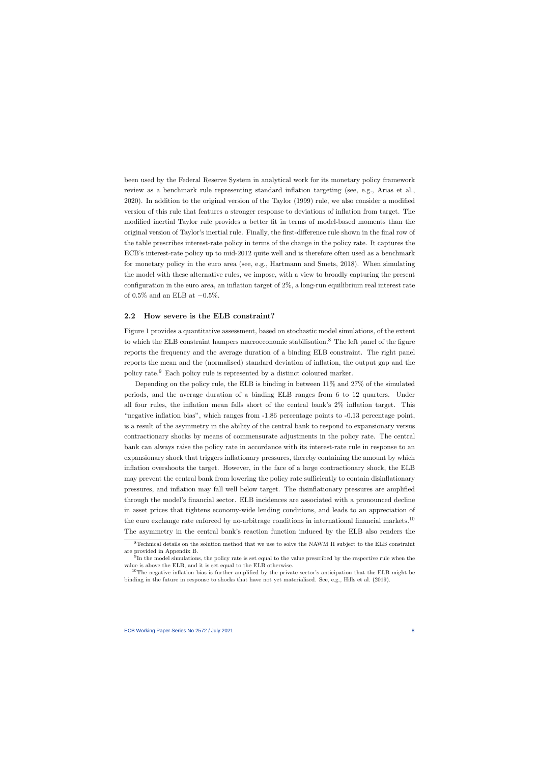been used by the Federal Reserve System in analytical work for its monetary policy framework review as a benchmark rule representing standard inflation targeting (see, e.g., Arias et al., 2020). In addition to the original version of the Taylor (1999) rule, we also consider a modified version of this rule that features a stronger response to deviations of inflation from target. The modified inertial Taylor rule provides a better fit in terms of model-based moments than the original version of Taylor's inertial rule. Finally, the first-difference rule shown in the final row of the table prescribes interest-rate policy in terms of the change in the policy rate. It captures the ECB's interest-rate policy up to mid-2012 quite well and is therefore often used as a benchmark for monetary policy in the euro area (see, e.g., Hartmann and Smets, 2018). When simulating the model with these alternative rules, we impose, with a view to broadly capturing the present configuration in the euro area, an inflation target of 2%, a long-run equilibrium real interest rate of 0.5% and an ELB at $-0.5\%$.

## 2.2 How severe is the ELB constraint?

Figure 1 provides a quantitative assessment, based on stochastic model simulations, of the extent to which the ELB constraint hampers macroeconomic stabilisation.[8] The left panel of the figure reports the frequency and the average duration of a binding ELB constraint. The right panel reports the mean and the (normalised) standard deviation of inflation, the output gap and the policy rate.[9] Each policy rule is represented by a distinct coloured marker.

Depending on the policy rule, the ELB is binding in between 11% and 27% of the simulated periods, and the average duration of a binding ELB ranges from 6 to 12 quarters. Under all four rules, the inflation mean falls short of the central bank's 2% inflation target. This "negative inflation bias", which ranges from -1.86 percentage points to -0.13 percentage point, is a result of the asymmetry in the ability of the central bank to respond to expansionary versus contractionary shocks by means of commensurate adjustments in the policy rate. The central bank can always raise the policy rate in accordance with its interest-rate rule in response to an expansionary shock that triggers inflationary pressures, thereby containing the amount by which inflation overshoots the target. However, in the face of a large contractionary shock, the ELB may prevent the central bank from lowering the policy rate sufficiently to contain disinflationary pressures, and inflation may fall well below target. The disinflationary pressures are amplified through the model's financial sector. ELB incidences are associated with a pronounced decline in asset prices that tightens economy-wide lending conditions, and leads to an appreciation of the euro exchange rate enforced by no-arbitrage conditions in international financial markets.[10] The asymmetry in the central bank's reaction function induced by the ELB also renders the

[8] Technical details on the solution method that we use to solve the NAWM II subject to the ELB constraint are provided in Appendix B.

[9] In the model simulations, the policy rate is set equal to the value prescribed by the respective rule when the value is above the ELB, and it is set equal to the ELB otherwise.

[10] The negative inflation bias is further amplified by the private sector's anticipation that the ELB might be binding in the future in response to shocks that have not yet materialised. See, e.g., Hills et al. (2019).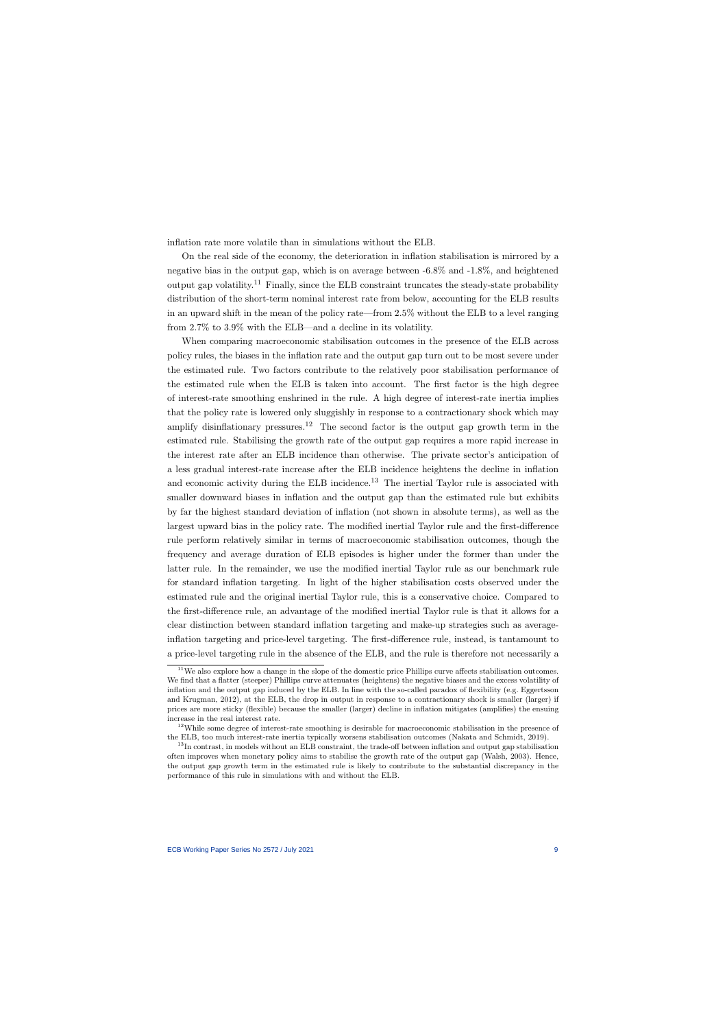inflation rate more volatile than in simulations without the ELB.

On the real side of the economy, the deterioration in inflation stabilisation is mirrored by a negative bias in the output gap, which is on average between -6.8% and -1.8%, and heightened output gap volatility.[11] Finally, since the ELB constraint truncates the steady-state probability distribution of the short-term nominal interest rate from below, accounting for the ELB results in an upward shift in the mean of the policy rate—from 2.5% without the ELB to a level ranging from 2.7% to 3.9% with the ELB—and a decline in its volatility.

When comparing macroeconomic stabilisation outcomes in the presence of the ELB across policy rules, the biases in the inflation rate and the output gap turn out to be most severe under the estimated rule. Two factors contribute to the relatively poor stabilisation performance of the estimated rule when the ELB is taken into account. The first factor is the high degree of interest-rate smoothing enshrined in the rule. A high degree of interest-rate inertia implies that the policy rate is lowered only sluggishly in response to a contractionary shock which may amplify disinflationary pressures.[12] The second factor is the output gap growth term in the estimated rule. Stabilising the growth rate of the output gap requires a more rapid increase in the interest rate after an ELB incidence than otherwise. The private sector's anticipation of a less gradual interest-rate increase after the ELB incidence heightens the decline in inflation and economic activity during the ELB incidence.[13] The inertial Taylor rule is associated with smaller downward biases in inflation and the output gap than the estimated rule but exhibits by far the highest standard deviation of inflation (not shown in absolute terms), as well as the largest upward bias in the policy rate. The modified inertial Taylor rule and the first-difference rule perform relatively similar in terms of macroeconomic stabilisation outcomes, though the frequency and average duration of ELB episodes is higher under the former than under the latter rule. In the remainder, we use the modified inertial Taylor rule as our benchmark rule for standard inflation targeting. In light of the higher stabilisation costs observed under the estimated rule and the original inertial Taylor rule, this is a conservative choice. Compared to the first-difference rule, an advantage of the modified inertial Taylor rule is that it allows for a clear distinction between standard inflation targeting and make-up strategies such as average-inflation targeting and price-level targeting. The first-difference rule, instead, is tantamount to a price-level targeting rule in the absence of the ELB, and the rule is therefore not necessarily a

[11] We also explore how a change in the slope of the domestic price Phillips curve affects stabilisation outcomes. We find that a flatter (steeper) Phillips curve attenuates (heightens) the negative biases and the excess volatility of inflation and the output gap induced by the ELB. In line with the so-called paradox of flexibility (e.g. Eggertsson and Krugman, 2012), at the ELB, the drop in output in response to a contractionary shock is smaller (larger) if prices are more sticky (flexible) because the smaller (larger) decline in inflation mitigates (amplifies) the ensuing increase in the real interest rate.

[12] While some degree of interest-rate smoothing is desirable for macroeconomic stabilisation in the presence of the ELB, too much interest-rate inertia typically worsens stabilisation outcomes (Nakata and Schmidt, 2019).

[13] In contrast, in models without an ELB constraint, the trade-off between inflation and output gap stabilisation often improves when monetary policy aims to stabilise the growth rate of the output gap (Walsh, 2003). Hence, the output gap growth term in the estimated rule is likely to contribute to the substantial discrepancy in the performance of this rule in simulations with and without the ELB.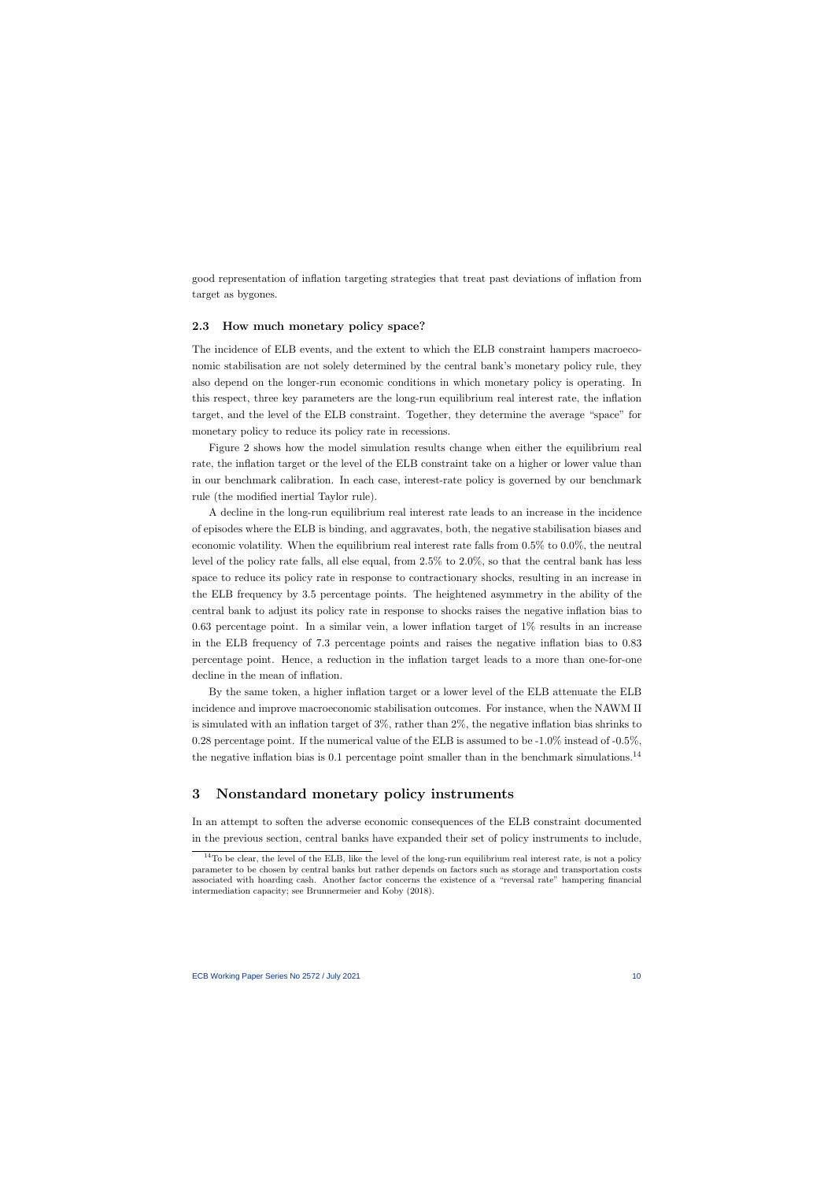good representation of inflation targeting strategies that treat past deviations of inflation from target as bygones.

### 2.3 How much monetary policy space?

The incidence of ELB events, and the extent to which the ELB constraint hampers macroeconomic stabilisation are not solely determined by the central bank's monetary policy rule, they also depend on the longer-run economic conditions in which monetary policy is operating. In this respect, three key parameters are the long-run equilibrium real interest rate, the inflation target, and the level of the ELB constraint. Together, they determine the average "space" for monetary policy to reduce its policy rate in recessions.

Figure 2 shows how the model simulation results change when either the equilibrium real rate, the inflation target or the level of the ELB constraint take on a higher or lower value than in our benchmark calibration. In each case, interest-rate policy is governed by our benchmark rule (the modified inertial Taylor rule).

A decline in the long-run equilibrium real interest rate leads to an increase in the incidence of episodes where the ELB is binding, and aggravates, both, the negative stabilisation biases and economic volatility. When the equilibrium real interest rate falls from 0.5% to 0.0%, the neutral level of the policy rate falls, all else equal, from 2.5% to 2.0%, so that the central bank has less space to reduce its policy rate in response to contractionary shocks, resulting in an increase in the ELB frequency by 3.5 percentage points. The heightened asymmetry in the ability of the central bank to adjust its policy rate in response to shocks raises the negative inflation bias to 0.63 percentage point. In a similar vein, a lower inflation target of 1% results in an increase in the ELB frequency of 7.3 percentage points and raises the negative inflation bias to 0.83 percentage point. Hence, a reduction in the inflation target leads to a more than one-for-one decline in the mean of inflation.

By the same token, a higher inflation target or a lower level of the ELB attenuate the ELB incidence and improve macroeconomic stabilisation outcomes. For instance, when the NAWM II is simulated with an inflation target of 3%, rather than 2%, the negative inflation bias shrinks to 0.28 percentage point. If the numerical value of the ELB is assumed to be -1.0% instead of -0.5%, the negative inflation bias is 0.1 percentage point smaller than in the benchmark simulations.[14]

## 3 Nonstandard monetary policy instruments

In an attempt to soften the adverse economic consequences of the ELB constraint documented in the previous section, central banks have expanded their set of policy instruments to include,

[14] To be clear, the level of the ELB, like the level of the long-run equilibrium real interest rate, is not a policy parameter to be chosen by central banks but rather depends on factors such as storage and transportation costs associated with hoarding cash. Another factor concerns the existence of a "reversal rate" hampering financial intermediation capacity; see Brunnermeier and Koby (2018).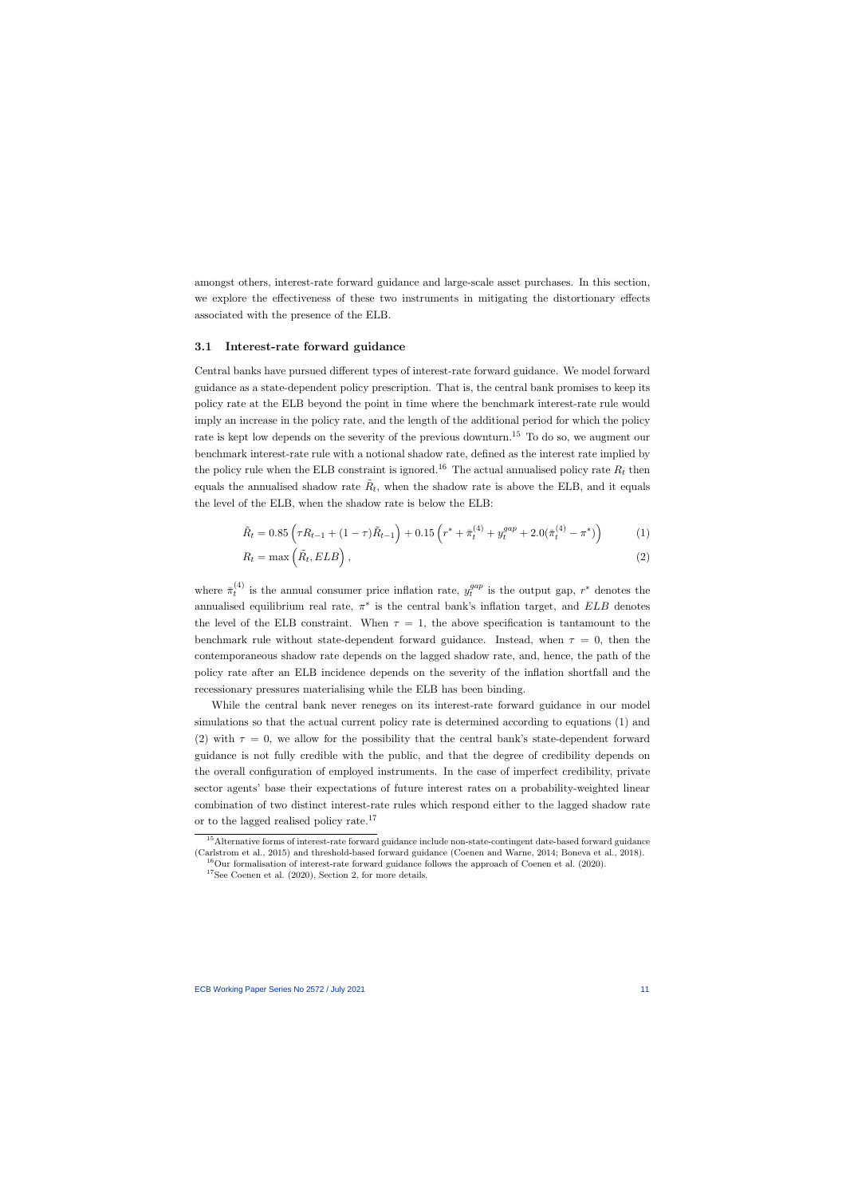amongst others, interest-rate forward guidance and large-scale asset purchases. In this section, we explore the effectiveness of these two instruments in mitigating the distortionary effects associated with the presence of the ELB.

### 3.1 Interest-rate forward guidance

Central banks have pursued different types of interest-rate forward guidance. We model forward guidance as a state-dependent policy prescription. That is, the central bank promises to keep its policy rate at the ELB beyond the point in time where the benchmark interest-rate rule would imply an increase in the policy rate, and the length of the additional period for which the policy rate is kept low depends on the severity of the previous downturn.[15] To do so, we augment our benchmark interest-rate rule with a notional shadow rate, defined as the interest rate implied by the policy rule when the ELB constraint is ignored.[16] The actual annualised policy rate $R_t$ then equals the annualised shadow rate $\tilde{R}_t$, when the shadow rate is above the ELB, and it equals the level of the ELB, when the shadow rate is below the ELB:

$$\tilde{R}_t = 0.85\left(\tau R_{t-1} + (1-\tau)\tilde{R}_{t-1}\right) + 0.15\left(r^* + \bar{\pi}_t^{(4)} + y_t^{gap} + 2.0(\bar{\pi}_t^{(4)} - \pi^*)\right) \tag{1}$$

$$R_t = \max\left(\tilde{R}_t, ELB\right), \tag{2}$$

where $\bar{\pi}_t^{(4)}$ is the annual consumer price inflation rate, $y_t^{gap}$ is the output gap, $r^*$ denotes the annualised equilibrium real rate, $\pi^*$ is the central bank's inflation target, and $ELB$ denotes the level of the ELB constraint. When $\tau = 1$, the above specification is tantamount to the benchmark rule without state-dependent forward guidance. Instead, when $\tau = 0$, then the contemporaneous shadow rate depends on the lagged shadow rate, and, hence, the path of the policy rate after an ELB incidence depends on the severity of the inflation shortfall and the recessionary pressures materialising while the ELB has been binding.

While the central bank never reneges on its interest-rate forward guidance in our model simulations so that the actual current policy rate is determined according to equations (1) and (2) with $\tau = 0$, we allow for the possibility that the central bank's state-dependent forward guidance is not fully credible with the public, and that the degree of credibility depends on the overall configuration of employed instruments. In the case of imperfect credibility, private sector agents' base their expectations of future interest rates on a probability-weighted linear combination of two distinct interest-rate rules which respond either to the lagged shadow rate or to the lagged realised policy rate.[17]

---

[15] Alternative forms of interest-rate forward guidance include non-state-contingent date-based forward guidance (Carlstrom et al., 2015) and threshold-based forward guidance (Coenen and Warne, 2014; Boneva et al., 2018).

[16] Our formalisation of interest-rate forward guidance follows the approach of Coenen et al. (2020).

[17] See Coenen et al. (2020), Section 2, for more details.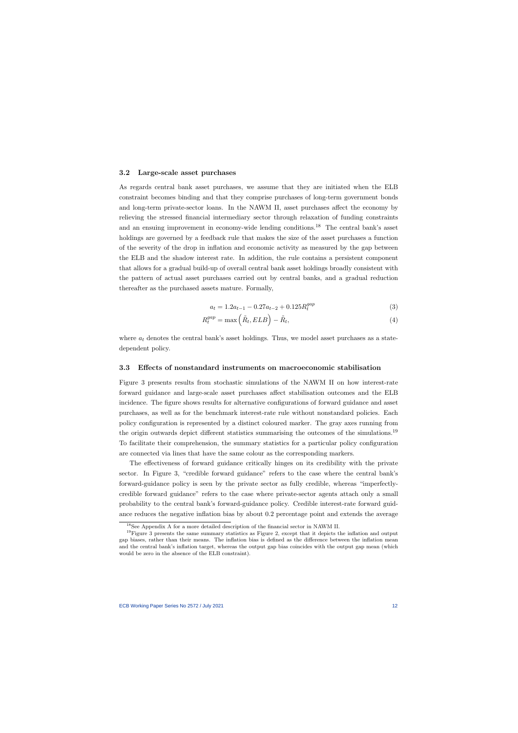### 3.2 Large-scale asset purchases

As regards central bank asset purchases, we assume that they are initiated when the ELB constraint becomes binding and that they comprise purchases of long-term government bonds and long-term private-sector loans. In the NAWM II, asset purchases affect the economy by relieving the stressed financial intermediary sector through relaxation of funding constraints and an ensuing improvement in economy-wide lending conditions.[18] The central bank's asset holdings are governed by a feedback rule that makes the size of the asset purchases a function of the severity of the drop in inflation and economic activity as measured by the gap between the ELB and the shadow interest rate. In addition, the rule contains a persistent component that allows for a gradual build-up of overall central bank asset holdings broadly consistent with the pattern of actual asset purchases carried out by central banks, and a gradual reduction thereafter as the purchased assets mature. Formally,

$$a_t = 1.2a_{t-1} - 0.27a_{t-2} + 0.125R_t^{gap} \tag{3}$$

$$R_t^{gap} = \max\left(\tilde{R}_t, ELB\right) - \tilde{R}_t, \tag{4}$$

where $a_t$ denotes the central bank's asset holdings. Thus, we model asset purchases as a state-dependent policy.

### 3.3 Effects of nonstandard instruments on macroeconomic stabilisation

Figure 3 presents results from stochastic simulations of the NAWM II on how interest-rate forward guidance and large-scale asset purchases affect stabilisation outcomes and the ELB incidence. The figure shows results for alternative configurations of forward guidance and asset purchases, as well as for the benchmark interest-rate rule without nonstandard policies. Each policy configuration is represented by a distinct coloured marker. The gray axes running from the origin outwards depict different statistics summarising the outcomes of the simulations.[19] To facilitate their comprehension, the summary statistics for a particular policy configuration are connected via lines that have the same colour as the corresponding markers.

The effectiveness of forward guidance critically hinges on its credibility with the private sector. In Figure 3, "credible forward guidance" refers to the case where the central bank's forward-guidance policy is seen by the private sector as fully credible, whereas "imperfectly-credible forward guidance" refers to the case where private-sector agents attach only a small probability to the central bank's forward-guidance policy. Credible interest-rate forward guidance reduces the negative inflation bias by about 0.2 percentage point and extends the average

[18] See Appendix A for a more detailed description of the financial sector in NAWM II.

[19] Figure 3 presents the same summary statistics as Figure 2, except that it depicts the inflation and output gap biases, rather than their means. The inflation bias is defined as the difference between the inflation mean and the central bank's inflation target, whereas the output gap bias coincides with the output gap mean (which would be zero in the absence of the ELB constraint).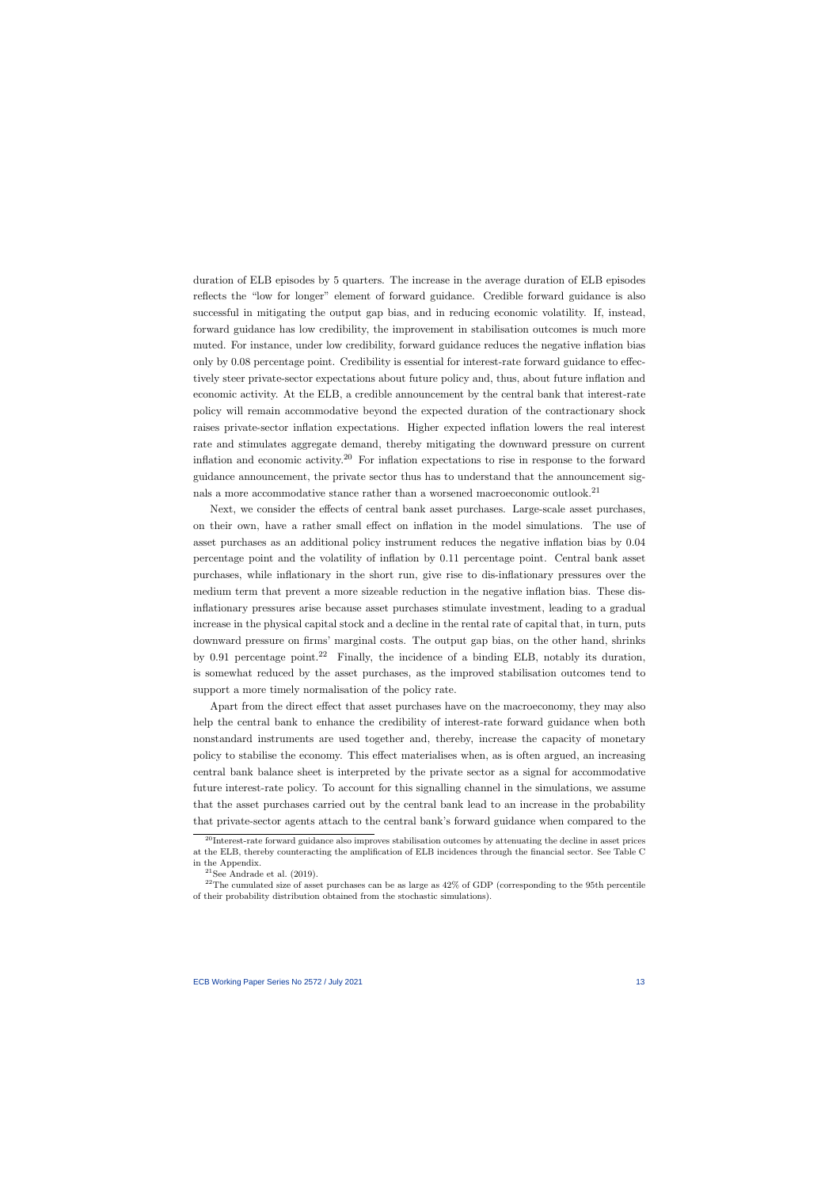duration of ELB episodes by 5 quarters. The increase in the average duration of ELB episodes reflects the "low for longer" element of forward guidance. Credible forward guidance is also successful in mitigating the output gap bias, and in reducing economic volatility. If, instead, forward guidance has low credibility, the improvement in stabilisation outcomes is much more muted. For instance, under low credibility, forward guidance reduces the negative inflation bias only by 0.08 percentage point. Credibility is essential for interest-rate forward guidance to effectively steer private-sector expectations about future policy and, thus, about future inflation and economic activity. At the ELB, a credible announcement by the central bank that interest-rate policy will remain accommodative beyond the expected duration of the contractionary shock raises private-sector inflation expectations. Higher expected inflation lowers the real interest rate and stimulates aggregate demand, thereby mitigating the downward pressure on current inflation and economic activity.[20] For inflation expectations to rise in response to the forward guidance announcement, the private sector thus has to understand that the announcement signals a more accommodative stance rather than a worsened macroeconomic outlook.[21]

Next, we consider the effects of central bank asset purchases. Large-scale asset purchases, on their own, have a rather small effect on inflation in the model simulations. The use of asset purchases as an additional policy instrument reduces the negative inflation bias by 0.04 percentage point and the volatility of inflation by 0.11 percentage point. Central bank asset purchases, while inflationary in the short run, give rise to dis-inflationary pressures over the medium term that prevent a more sizeable reduction in the negative inflation bias. These dis-inflationary pressures arise because asset purchases stimulate investment, leading to a gradual increase in the physical capital stock and a decline in the rental rate of capital that, in turn, puts downward pressure on firms' marginal costs. The output gap bias, on the other hand, shrinks by 0.91 percentage point.[22] Finally, the incidence of a binding ELB, notably its duration, is somewhat reduced by the asset purchases, as the improved stabilisation outcomes tend to support a more timely normalisation of the policy rate.

Apart from the direct effect that asset purchases have on the macroeconomy, they may also help the central bank to enhance the credibility of interest-rate forward guidance when both nonstandard instruments are used together and, thereby, increase the capacity of monetary policy to stabilise the economy. This effect materialises when, as is often argued, an increasing central bank balance sheet is interpreted by the private sector as a signal for accommodative future interest-rate policy. To account for this signalling channel in the simulations, we assume that the asset purchases carried out by the central bank lead to an increase in the probability that private-sector agents attach to the central bank's forward guidance when compared to the

[20] Interest-rate forward guidance also improves stabilisation outcomes by attenuating the decline in asset prices at the ELB, thereby counteracting the amplification of ELB incidences through the financial sector. See Table C in the Appendix.

[21] See Andrade et al. (2019).

[22] The cumulated size of asset purchases can be as large as 42% of GDP (corresponding to the 95th percentile of their probability distribution obtained from the stochastic simulations).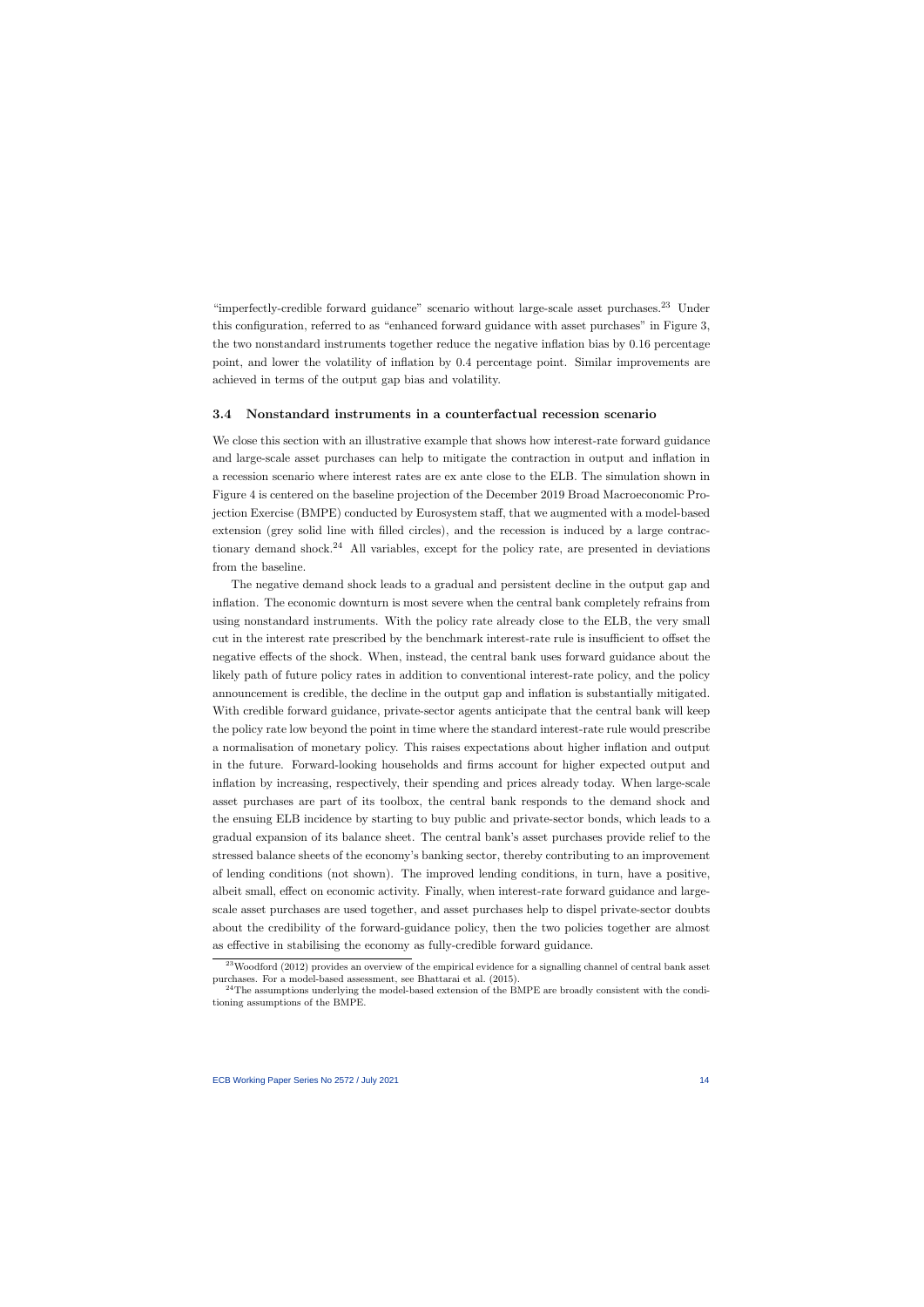"imperfectly-credible forward guidance" scenario without large-scale asset purchases.[23] Under this configuration, referred to as "enhanced forward guidance with asset purchases" in Figure 3, the two nonstandard instruments together reduce the negative inflation bias by 0.16 percentage point, and lower the volatility of inflation by 0.4 percentage point. Similar improvements are achieved in terms of the output gap bias and volatility.

### 3.4 Nonstandard instruments in a counterfactual recession scenario

We close this section with an illustrative example that shows how interest-rate forward guidance and large-scale asset purchases can help to mitigate the contraction in output and inflation in a recession scenario where interest rates are ex ante close to the ELB. The simulation shown in Figure 4 is centered on the baseline projection of the December 2019 Broad Macroeconomic Projection Exercise (BMPE) conducted by Eurosystem staff, that we augmented with a model-based extension (grey solid line with filled circles), and the recession is induced by a large contractionary demand shock.[24] All variables, except for the policy rate, are presented in deviations from the baseline.

The negative demand shock leads to a gradual and persistent decline in the output gap and inflation. The economic downturn is most severe when the central bank completely refrains from using nonstandard instruments. With the policy rate already close to the ELB, the very small cut in the interest rate prescribed by the benchmark interest-rate rule is insufficient to offset the negative effects of the shock. When, instead, the central bank uses forward guidance about the likely path of future policy rates in addition to conventional interest-rate policy, and the policy announcement is credible, the decline in the output gap and inflation is substantially mitigated. With credible forward guidance, private-sector agents anticipate that the central bank will keep the policy rate low beyond the point in time where the standard interest-rate rule would prescribe a normalisation of monetary policy. This raises expectations about higher inflation and output in the future. Forward-looking households and firms account for higher expected output and inflation by increasing, respectively, their spending and prices already today. When large-scale asset purchases are part of its toolbox, the central bank responds to the demand shock and the ensuing ELB incidence by starting to buy public and private-sector bonds, which leads to a gradual expansion of its balance sheet. The central bank's asset purchases provide relief to the stressed balance sheets of the economy's banking sector, thereby contributing to an improvement of lending conditions (not shown). The improved lending conditions, in turn, have a positive, albeit small, effect on economic activity. Finally, when interest-rate forward guidance and large-scale asset purchases are used together, and asset purchases help to dispel private-sector doubts about the credibility of the forward-guidance policy, then the two policies together are almost as effective in stabilising the economy as fully-credible forward guidance.

[23] Woodford (2012) provides an overview of the empirical evidence for a signalling channel of central bank asset purchases. For a model-based assessment, see Bhattarai et al. (2015).

[24] The assumptions underlying the model-based extension of the BMPE are broadly consistent with the conditioning assumptions of the BMPE.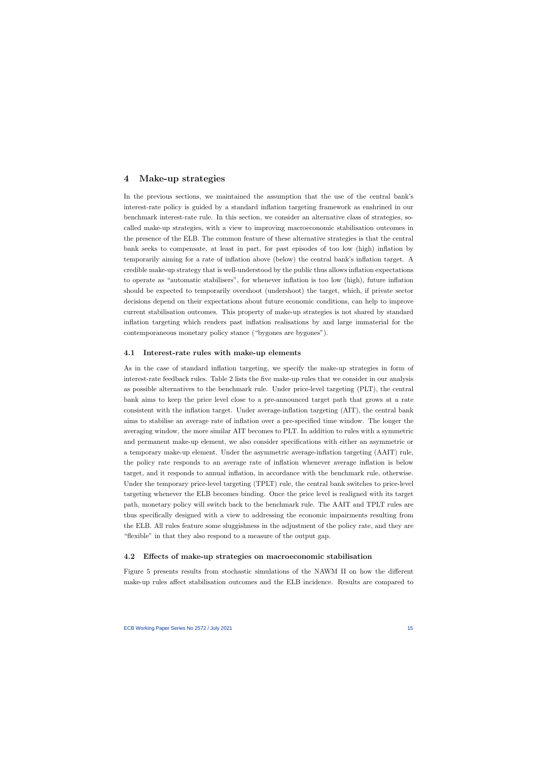# 4 Make-up strategies

In the previous sections, we maintained the assumption that the use of the central bank's interest-rate policy is guided by a standard inflation targeting framework as enshrined in our benchmark interest-rate rule. In this section, we consider an alternative class of strategies, so-called make-up strategies, with a view to improving macroeconomic stabilisation outcomes in the presence of the ELB. The common feature of these alternative strategies is that the central bank seeks to compensate, at least in part, for past episodes of too low (high) inflation by temporarily aiming for a rate of inflation above (below) the central bank's inflation target. A credible make-up strategy that is well-understood by the public thus allows inflation expectations to operate as "automatic stabilisers", for whenever inflation is too low (high), future inflation should be expected to temporarily overshoot (undershoot) the target, which, if private sector decisions depend on their expectations about future economic conditions, can help to improve current stabilisation outcomes. This property of make-up strategies is not shared by standard inflation targeting which renders past inflation realisations by and large immaterial for the contemporaneous monetary policy stance ("bygones are bygones").

## 4.1 Interest-rate rules with make-up elements

As in the case of standard inflation targeting, we specify the make-up strategies in form of interest-rate feedback rules. Table 2 lists the five make-up rules that we consider in our analysis as possible alternatives to the benchmark rule. Under price-level targeting (PLT), the central bank aims to keep the price level close to a pre-announced target path that grows at a rate consistent with the inflation target. Under average-inflation targeting (AIT), the central bank aims to stabilise an average rate of inflation over a pre-specified time window. The longer the averaging window, the more similar AIT becomes to PLT. In addition to rules with a symmetric and permanent make-up element, we also consider specifications with either an asymmetric or a temporary make-up element. Under the asymmetric average-inflation targeting (AAIT) rule, the policy rate responds to an average rate of inflation whenever average inflation is below target, and it responds to annual inflation, in accordance with the benchmark rule, otherwise. Under the temporary price-level targeting (TPLT) rule, the central bank switches to price-level targeting whenever the ELB becomes binding. Once the price level is realigned with its target path, monetary policy will switch back to the benchmark rule. The AAIT and TPLT rules are thus specifically designed with a view to addressing the economic impairments resulting from the ELB. All rules feature some sluggishness in the adjustment of the policy rate, and they are "flexible" in that they also respond to a measure of the output gap.

## 4.2 Effects of make-up strategies on macroeconomic stabilisation

Figure 5 presents results from stochastic simulations of the NAWM II on how the different make-up rules affect stabilisation outcomes and the ELB incidence. Results are compared to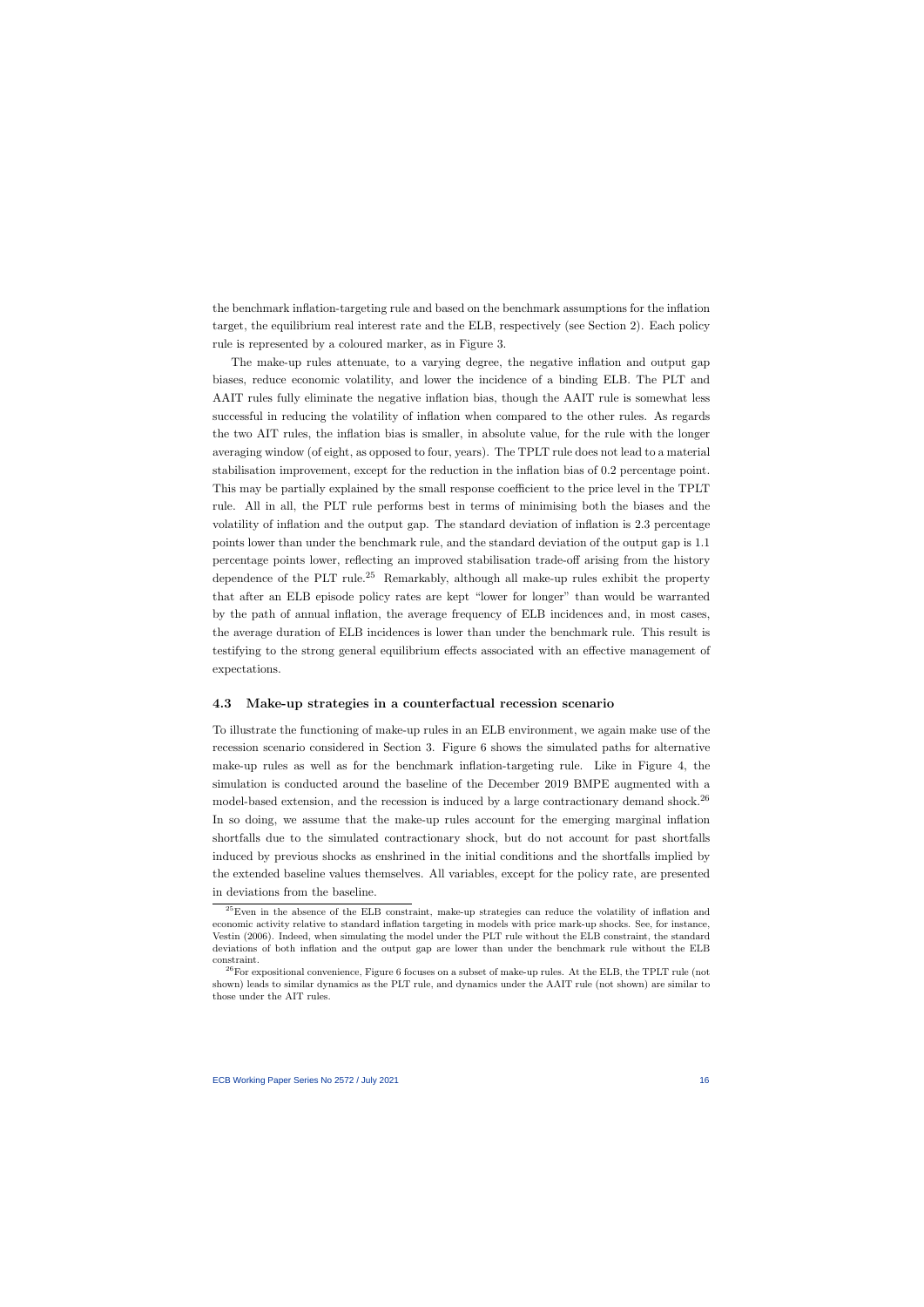the benchmark inflation-targeting rule and based on the benchmark assumptions for the inflation target, the equilibrium real interest rate and the ELB, respectively (see Section 2). Each policy rule is represented by a coloured marker, as in Figure 3.

The make-up rules attenuate, to a varying degree, the negative inflation and output gap biases, reduce economic volatility, and lower the incidence of a binding ELB. The PLT and AAIT rules fully eliminate the negative inflation bias, though the AAIT rule is somewhat less successful in reducing the volatility of inflation when compared to the other rules. As regards the two AIT rules, the inflation bias is smaller, in absolute value, for the rule with the longer averaging window (of eight, as opposed to four, years). The TPLT rule does not lead to a material stabilisation improvement, except for the reduction in the inflation bias of 0.2 percentage point. This may be partially explained by the small response coefficient to the price level in the TPLT rule. All in all, the PLT rule performs best in terms of minimising both the biases and the volatility of inflation and the output gap. The standard deviation of inflation is 2.3 percentage points lower than under the benchmark rule, and the standard deviation of the output gap is 1.1 percentage points lower, reflecting an improved stabilisation trade-off arising from the history dependence of the PLT rule.[25] Remarkably, although all make-up rules exhibit the property that after an ELB episode policy rates are kept "lower for longer" than would be warranted by the path of annual inflation, the average frequency of ELB incidences and, in most cases, the average duration of ELB incidences is lower than under the benchmark rule. This result is testifying to the strong general equilibrium effects associated with an effective management of expectations.

### 4.3 Make-up strategies in a counterfactual recession scenario

To illustrate the functioning of make-up rules in an ELB environment, we again make use of the recession scenario considered in Section 3. Figure 6 shows the simulated paths for alternative make-up rules as well as for the benchmark inflation-targeting rule. Like in Figure 4, the simulation is conducted around the baseline of the December 2019 BMPE augmented with a model-based extension, and the recession is induced by a large contractionary demand shock.[26] In so doing, we assume that the make-up rules account for the emerging marginal inflation shortfalls due to the simulated contractionary shock, but do not account for past shortfalls induced by previous shocks as enshrined in the initial conditions and the shortfalls implied by the extended baseline values themselves. All variables, except for the policy rate, are presented in deviations from the baseline.

[25] Even in the absence of the ELB constraint, make-up strategies can reduce the volatility of inflation and economic activity relative to standard inflation targeting in models with price mark-up shocks. See, for instance, Vestin (2006). Indeed, when simulating the model under the PLT rule without the ELB constraint, the standard deviations of both inflation and the output gap are lower than under the benchmark rule without the ELB constraint.

[26] For expositional convenience, Figure 6 focuses on a subset of make-up rules. At the ELB, the TPLT rule (not shown) leads to similar dynamics as the PLT rule, and dynamics under the AAIT rule (not shown) are similar to those under the AIT rules.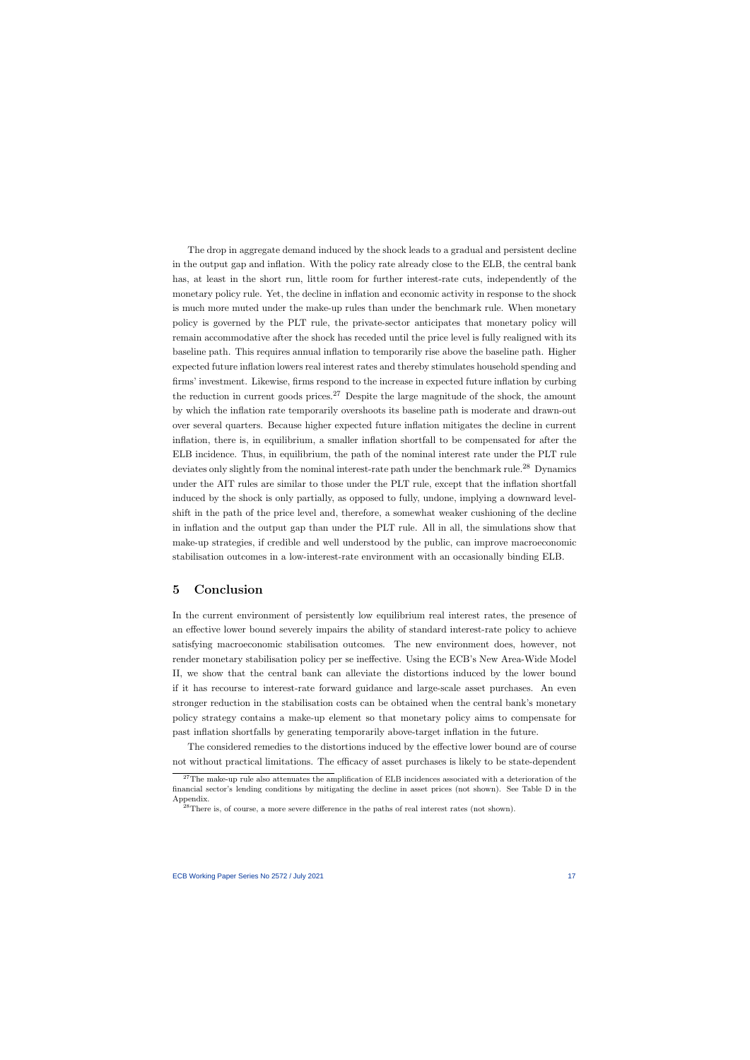The drop in aggregate demand induced by the shock leads to a gradual and persistent decline in the output gap and inflation. With the policy rate already close to the ELB, the central bank has, at least in the short run, little room for further interest-rate cuts, independently of the monetary policy rule. Yet, the decline in inflation and economic activity in response to the shock is much more muted under the make-up rules than under the benchmark rule. When monetary policy is governed by the PLT rule, the private-sector anticipates that monetary policy will remain accommodative after the shock has receded until the price level is fully realigned with its baseline path. This requires annual inflation to temporarily rise above the baseline path. Higher expected future inflation lowers real interest rates and thereby stimulates household spending and firms' investment. Likewise, firms respond to the increase in expected future inflation by curbing the reduction in current goods prices.[27] Despite the large magnitude of the shock, the amount by which the inflation rate temporarily overshoots its baseline path is moderate and drawn-out over several quarters. Because higher expected future inflation mitigates the decline in current inflation, there is, in equilibrium, a smaller inflation shortfall to be compensated for after the ELB incidence. Thus, in equilibrium, the path of the nominal interest rate under the PLT rule deviates only slightly from the nominal interest-rate path under the benchmark rule.[28] Dynamics under the AIT rules are similar to those under the PLT rule, except that the inflation shortfall induced by the shock is only partially, as opposed to fully, undone, implying a downward level-shift in the path of the price level and, therefore, a somewhat weaker cushioning of the decline in inflation and the output gap than under the PLT rule. All in all, the simulations show that make-up strategies, if credible and well understood by the public, can improve macroeconomic stabilisation outcomes in a low-interest-rate environment with an occasionally binding ELB.

# 5 Conclusion

In the current environment of persistently low equilibrium real interest rates, the presence of an effective lower bound severely impairs the ability of standard interest-rate policy to achieve satisfying macroeconomic stabilisation outcomes. The new environment does, however, not render monetary stabilisation policy per se ineffective. Using the ECB's New Area-Wide Model II, we show that the central bank can alleviate the distortions induced by the lower bound if it has recourse to interest-rate forward guidance and large-scale asset purchases. An even stronger reduction in the stabilisation costs can be obtained when the central bank's monetary policy strategy contains a make-up element so that monetary policy aims to compensate for past inflation shortfalls by generating temporarily above-target inflation in the future.

The considered remedies to the distortions induced by the effective lower bound are of course not without practical limitations. The efficacy of asset purchases is likely to be state-dependent

[27] The make-up rule also attenuates the amplification of ELB incidences associated with a deterioration of the financial sector's lending conditions by mitigating the decline in asset prices (not shown). See Table D in the Appendix.

[28] There is, of course, a more severe difference in the paths of real interest rates (not shown).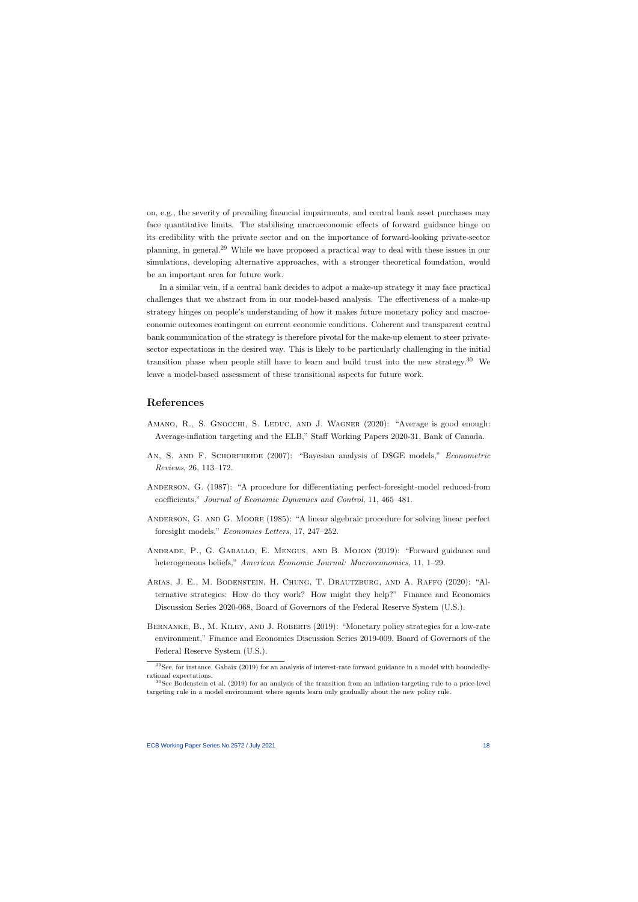on, e.g., the severity of prevailing financial impairments, and central bank asset purchases may face quantitative limits. The stabilising macroeconomic effects of forward guidance hinge on its credibility with the private sector and on the importance of forward-looking private-sector planning, in general.[29] While we have proposed a practical way to deal with these issues in our simulations, developing alternative approaches, with a stronger theoretical foundation, would be an important area for future work.

In a similar vein, if a central bank decides to adpot a make-up strategy it may face practical challenges that we abstract from in our model-based analysis. The effectiveness of a make-up strategy hinges on people's understanding of how it makes future monetary policy and macroeconomic outcomes contingent on current economic conditions. Coherent and transparent central bank communication of the strategy is therefore pivotal for the make-up element to steer private-sector expectations in the desired way. This is likely to be particularly challenging in the initial transition phase when people still have to learn and build trust into the new strategy.[30] We leave a model-based assessment of these transitional aspects for future work.

## References

Amano, R., S. Gnocchi, S. Leduc, and J. Wagner (2020): "Average is good enough: Average-inflation targeting and the ELB," Staff Working Papers 2020-31, Bank of Canada.

An, S. and F. Schorfheide (2007): "Bayesian analysis of DSGE models," *Econometric Reviews*, 26, 113–172.

Anderson, G. (1987): "A procedure for differentiating perfect-foresight-model reduced-from coefficients," *Journal of Economic Dynamics and Control*, 11, 465–481.

Anderson, G. and G. Moore (1985): "A linear algebraic procedure for solving linear perfect foresight models," *Economics Letters*, 17, 247–252.

Andrade, P., G. Gaballo, E. Mengus, and B. Mojon (2019): "Forward guidance and heterogeneous beliefs," *American Economic Journal: Macroeconomics*, 11, 1–29.

Arias, J. E., M. Bodenstein, H. Chung, T. Drautzburg, and A. Raffo (2020): "Alternative strategies: How do they work? How might they help?" Finance and Economics Discussion Series 2020-068, Board of Governors of the Federal Reserve System (U.S.).

Bernanke, B., M. Kiley, and J. Roberts (2019): "Monetary policy strategies for a low-rate environment," Finance and Economics Discussion Series 2019-009, Board of Governors of the Federal Reserve System (U.S.).

[29] See, for instance, Gabaix (2019) for an analysis of interest-rate forward guidance in a model with boundedly-rational expectations.

[30] See Bodenstein et al. (2019) for an analysis of the transition from an inflation-targeting rule to a price-level targeting rule in a model environment where agents learn only gradually about the new policy rule.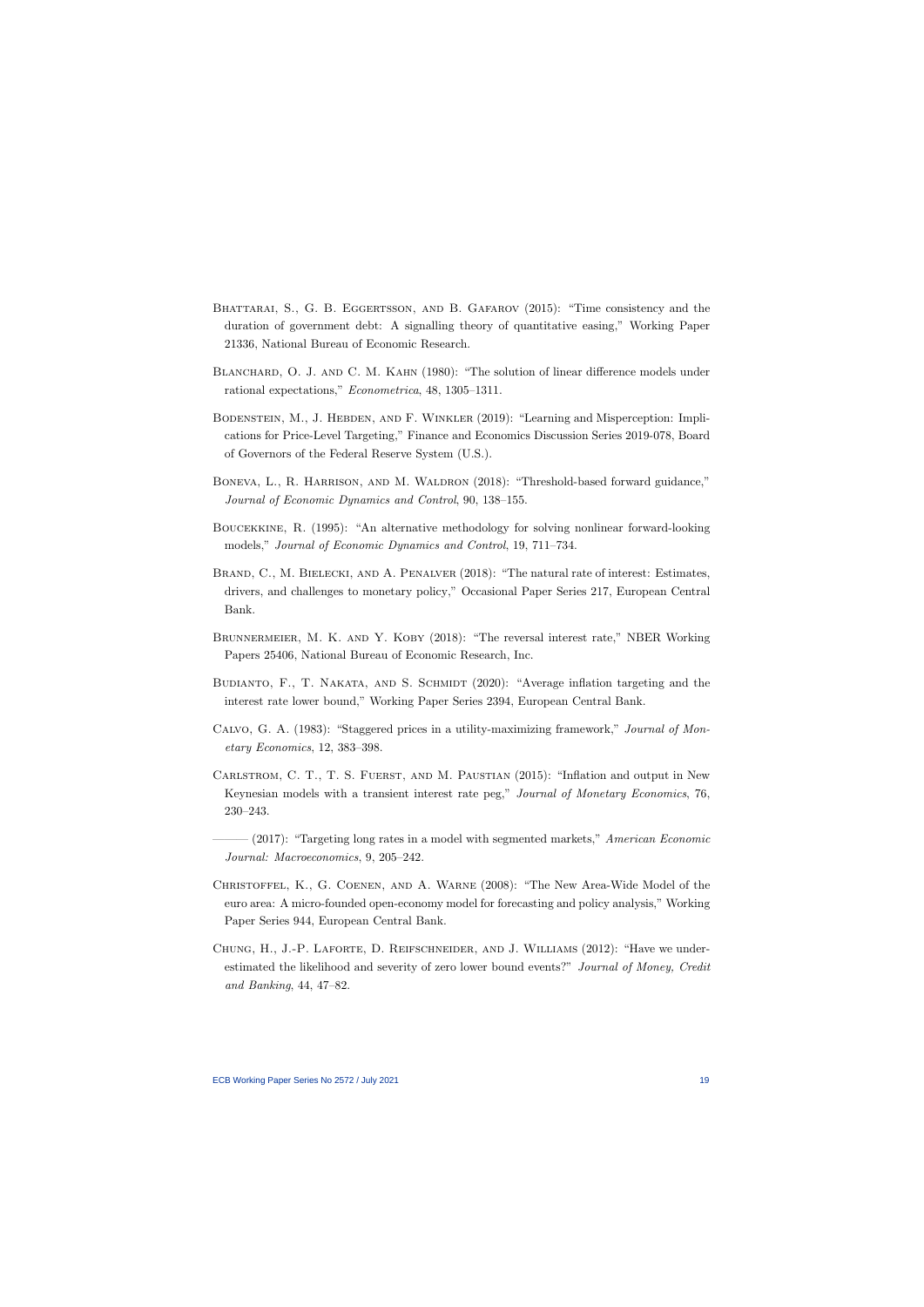Bhattarai, S., G. B. Eggertsson, and B. Gafarov (2015): "Time consistency and the duration of government debt: A signalling theory of quantitative easing," Working Paper 21336, National Bureau of Economic Research.

Blanchard, O. J. and C. M. Kahn (1980): "The solution of linear difference models under rational expectations," *Econometrica*, 48, 1305–1311.

Bodenstein, M., J. Hebden, and F. Winkler (2019): "Learning and Misperception: Implications for Price-Level Targeting," Finance and Economics Discussion Series 2019-078, Board of Governors of the Federal Reserve System (U.S.).

Boneva, L., R. Harrison, and M. Waldron (2018): "Threshold-based forward guidance," *Journal of Economic Dynamics and Control*, 90, 138–155.

Boucekkine, R. (1995): "An alternative methodology for solving nonlinear forward-looking models," *Journal of Economic Dynamics and Control*, 19, 711–734.

Brand, C., M. Bielecki, and A. Penalver (2018): "The natural rate of interest: Estimates, drivers, and challenges to monetary policy," Occasional Paper Series 217, European Central Bank.

Brunnermeier, M. K. and Y. Koby (2018): "The reversal interest rate," NBER Working Papers 25406, National Bureau of Economic Research, Inc.

Budianto, F., T. Nakata, and S. Schmidt (2020): "Average inflation targeting and the interest rate lower bound," Working Paper Series 2394, European Central Bank.

Calvo, G. A. (1983): "Staggered prices in a utility-maximizing framework," *Journal of Monetary Economics*, 12, 383–398.

Carlstrom, C. T., T. S. Fuerst, and M. Paustian (2015): "Inflation and output in New Keynesian models with a transient interest rate peg," *Journal of Monetary Economics*, 76, 230–243.

——— (2017): "Targeting long rates in a model with segmented markets," *American Economic Journal: Macroeconomics*, 9, 205–242.

Christoffel, K., G. Coenen, and A. Warne (2008): "The New Area-Wide Model of the euro area: A micro-founded open-economy model for forecasting and policy analysis," Working Paper Series 944, European Central Bank.

Chung, H., J.-P. Laforte, D. Reifschneider, and J. Williams (2012): "Have we underestimated the likelihood and severity of zero lower bound events?" *Journal of Money, Credit and Banking*, 44, 47–82.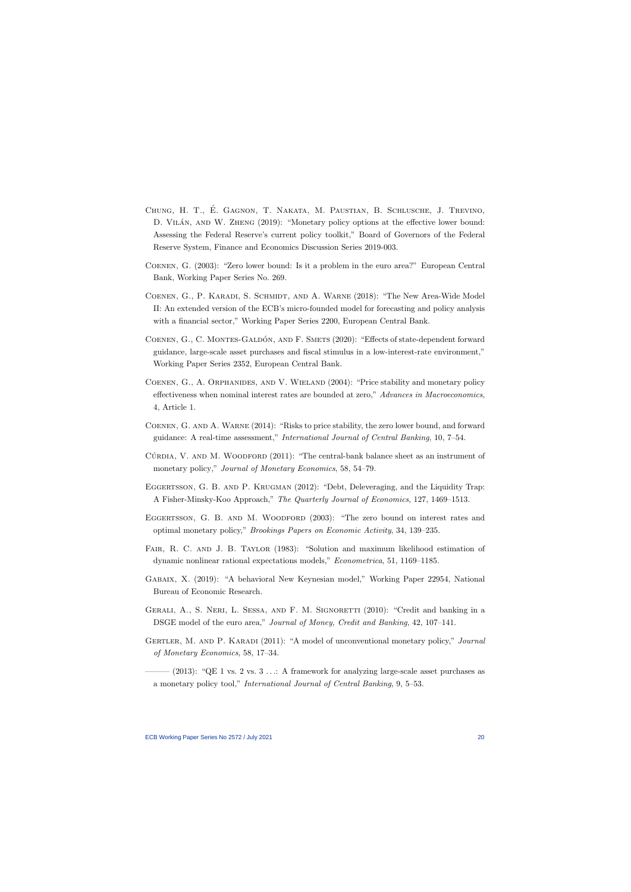Chung, H. T., É. Gagnon, T. Nakata, M. Paustian, B. Schlusche, J. Trevino, D. Vilán, and W. Zheng (2019): "Monetary policy options at the effective lower bound: Assessing the Federal Reserve's current policy toolkit," Board of Governors of the Federal Reserve System, Finance and Economics Discussion Series 2019-003.

Coenen, G. (2003): "Zero lower bound: Is it a problem in the euro area?" European Central Bank, Working Paper Series No. 269.

Coenen, G., P. Karadi, S. Schmidt, and A. Warne (2018): "The New Area-Wide Model II: An extended version of the ECB's micro-founded model for forecasting and policy analysis with a financial sector," Working Paper Series 2200, European Central Bank.

Coenen, G., C. Montes-Galdón, and F. Smets (2020): "Effects of state-dependent forward guidance, large-scale asset purchases and fiscal stimulus in a low-interest-rate environment," Working Paper Series 2352, European Central Bank.

Coenen, G., A. Orphanides, and V. Wieland (2004): "Price stability and monetary policy effectiveness when nominal interest rates are bounded at zero," *Advances in Macroeconomics*, 4, Article 1.

Coenen, G. and A. Warne (2014): "Risks to price stability, the zero lower bound, and forward guidance: A real-time assessment," *International Journal of Central Banking*, 10, 7–54.

Cúrdia, V. and M. Woodford (2011): "The central-bank balance sheet as an instrument of monetary policy," *Journal of Monetary Economics*, 58, 54–79.

Eggertsson, G. B. and P. Krugman (2012): "Debt, Deleveraging, and the Liquidity Trap: A Fisher-Minsky-Koo Approach," *The Quarterly Journal of Economics*, 127, 1469–1513.

Eggertsson, G. B. and M. Woodford (2003): "The zero bound on interest rates and optimal monetary policy," *Brookings Papers on Economic Activity*, 34, 139–235.

Fair, R. C. and J. B. Taylor (1983): "Solution and maximum likelihood estimation of dynamic nonlinear rational expectations models," *Econometrica*, 51, 1169–1185.

Gabaix, X. (2019): "A behavioral New Keynesian model," Working Paper 22954, National Bureau of Economic Research.

Gerali, A., S. Neri, L. Sessa, and F. M. Signoretti (2010): "Credit and banking in a DSGE model of the euro area," *Journal of Money, Credit and Banking*, 42, 107–141.

Gertler, M. and P. Karadi (2011): "A model of unconventional monetary policy," *Journal of Monetary Economics*, 58, 17–34.

——— (2013): "QE 1 vs. 2 vs. 3 . . .: A framework for analyzing large-scale asset purchases as a monetary policy tool," *International Journal of Central Banking*, 9, 5–53.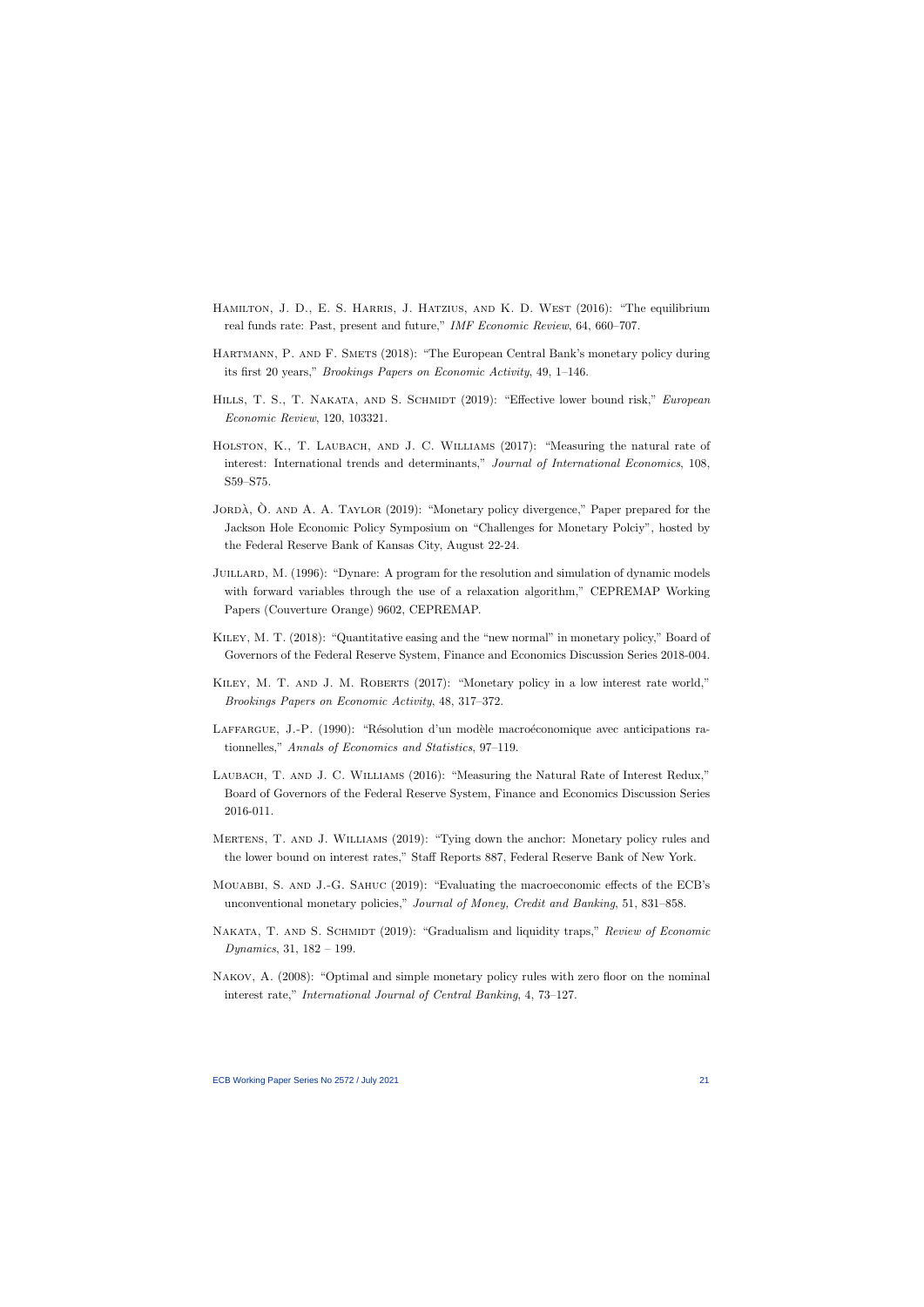Hamilton, J. D., E. S. Harris, J. Hatzius, and K. D. West (2016): "The equilibrium real funds rate: Past, present and future," *IMF Economic Review*, 64, 660–707.

Hartmann, P. and F. Smets (2018): "The European Central Bank's monetary policy during its first 20 years," *Brookings Papers on Economic Activity*, 49, 1–146.

Hills, T. S., T. Nakata, and S. Schmidt (2019): "Effective lower bound risk," *European Economic Review*, 120, 103321.

Holston, K., T. Laubach, and J. C. Williams (2017): "Measuring the natural rate of interest: International trends and determinants," *Journal of International Economics*, 108, S59–S75.

Jordà, Ò. and A. A. Taylor (2019): "Monetary policy divergence," Paper prepared for the Jackson Hole Economic Policy Symposium on "Challenges for Monetary Polciy", hosted by the Federal Reserve Bank of Kansas City, August 22-24.

Juillard, M. (1996): "Dynare: A program for the resolution and simulation of dynamic models with forward variables through the use of a relaxation algorithm," CEPREMAP Working Papers (Couverture Orange) 9602, CEPREMAP.

Kiley, M. T. (2018): "Quantitative easing and the "new normal" in monetary policy," Board of Governors of the Federal Reserve System, Finance and Economics Discussion Series 2018-004.

Kiley, M. T. and J. M. Roberts (2017): "Monetary policy in a low interest rate world," *Brookings Papers on Economic Activity*, 48, 317–372.

Laffargue, J.-P. (1990): "Résolution d'un modèle macroéconomique avec anticipations rationnelles," *Annals of Economics and Statistics*, 97–119.

Laubach, T. and J. C. Williams (2016): "Measuring the Natural Rate of Interest Redux," Board of Governors of the Federal Reserve System, Finance and Economics Discussion Series 2016-011.

Mertens, T. and J. Williams (2019): "Tying down the anchor: Monetary policy rules and the lower bound on interest rates," Staff Reports 887, Federal Reserve Bank of New York.

Mouabbi, S. and J.-G. Sahuc (2019): "Evaluating the macroeconomic effects of the ECB's unconventional monetary policies," *Journal of Money, Credit and Banking*, 51, 831–858.

Nakata, T. and S. Schmidt (2019): "Gradualism and liquidity traps," *Review of Economic Dynamics*, 31, 182 – 199.

Nakov, A. (2008): "Optimal and simple monetary policy rules with zero floor on the nominal interest rate," *International Journal of Central Banking*, 4, 73–127.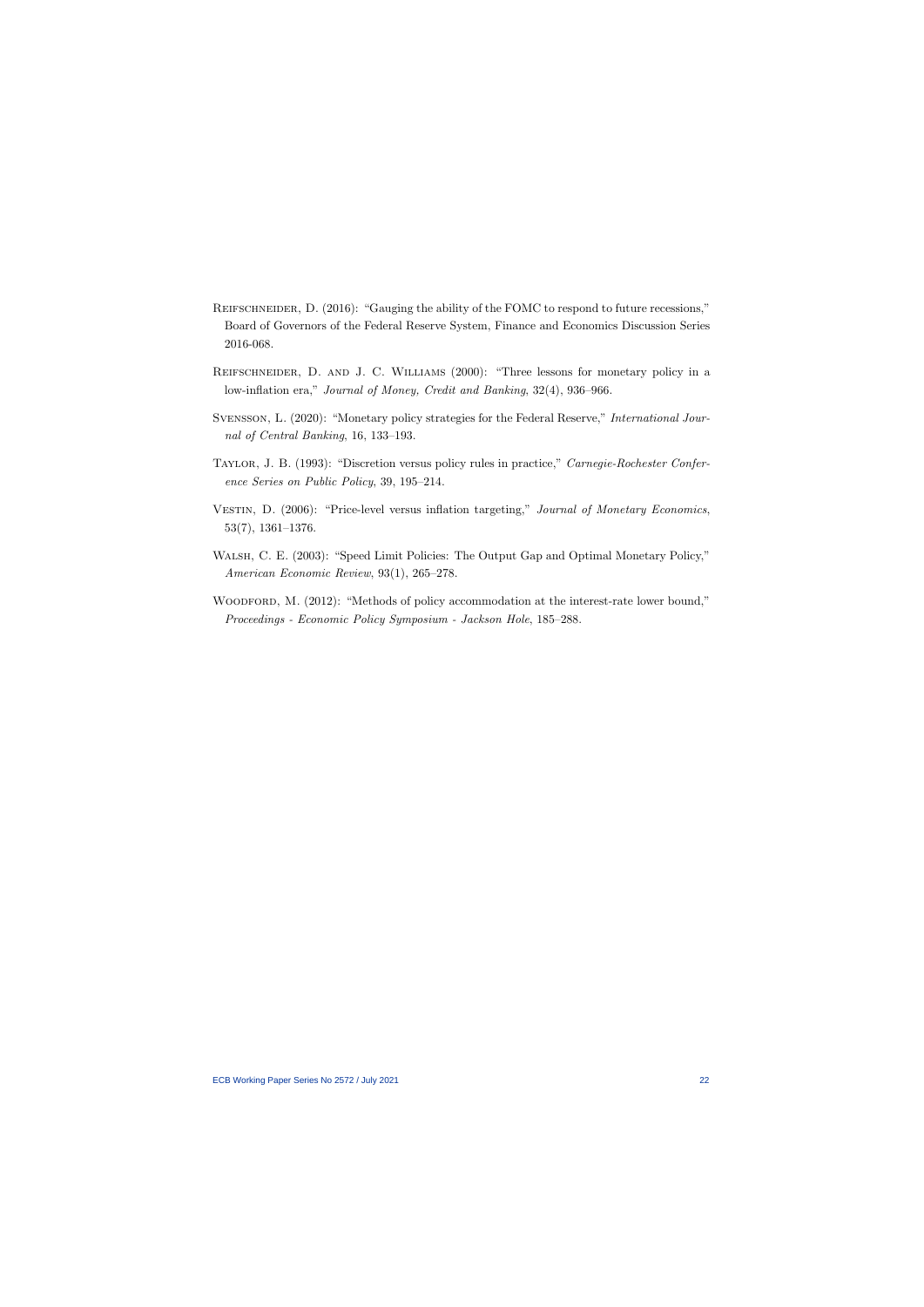Reifschneider, D. (2016): "Gauging the ability of the FOMC to respond to future recessions," Board of Governors of the Federal Reserve System, Finance and Economics Discussion Series 2016-068.

Reifschneider, D. and J. C. Williams (2000): "Three lessons for monetary policy in a low-inflation era," *Journal of Money, Credit and Banking*, 32(4), 936–966.

Svensson, L. (2020): "Monetary policy strategies for the Federal Reserve," *International Journal of Central Banking*, 16, 133–193.

Taylor, J. B. (1993): "Discretion versus policy rules in practice," *Carnegie-Rochester Conference Series on Public Policy*, 39, 195–214.

Vestin, D. (2006): "Price-level versus inflation targeting," *Journal of Monetary Economics*, 53(7), 1361–1376.

Walsh, C. E. (2003): "Speed Limit Policies: The Output Gap and Optimal Monetary Policy," *American Economic Review*, 93(1), 265–278.

Woodford, M. (2012): "Methods of policy accommodation at the interest-rate lower bound," *Proceedings - Economic Policy Symposium - Jackson Hole*, 185–288.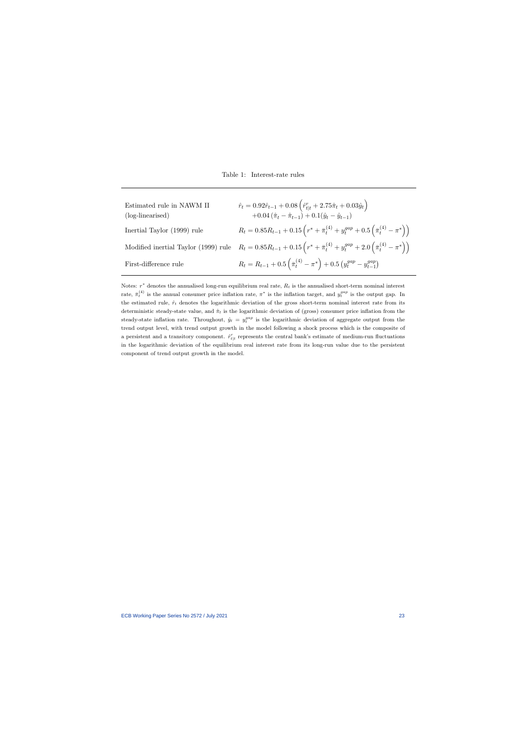Table 1: Interest-rate rules

| | |
|---|---|
| Estimated rule in NAWM II (log-linearised) | $\hat{r}_t = 0.92\hat{r}_{t-1} + 0.08\left(\hat{r}^r_{t\|t} + 2.75\hat{\pi}_t + 0.03\hat{y}_t\right)$ $+0.04\left(\hat{\pi}_t - \hat{\pi}_{t-1}\right) + 0.1(\hat{y}_t - \hat{y}_{t-1})$ |
| Inertial Taylor (1999) rule | $R_t = 0.85R_{t-1} + 0.15\left(r^* + \bar{\pi}^{(4)}_t + y^{gap}_t + 0.5\left(\bar{\pi}^{(4)}_t - \pi^*\right)\right)$ |
| Modified inertial Taylor (1999) rule | $R_t = 0.85R_{t-1} + 0.15\left(r^* + \bar{\pi}^{(4)}_t + y^{gap}_t + 2.0\left(\bar{\pi}^{(4)}_t - \pi^*\right)\right)$ |
| First-difference rule | $R_t = R_{t-1} + 0.5\left(\bar{\pi}^{(4)}_t - \pi^*\right) + 0.5\left(y^{gap}_t - y^{gap}_{t-1}\right)$ |

Notes: $r^*$ denotes the annualised long-run equilibrium real rate, $R_t$ is the annualised short-term nominal interest rate, $\bar{\pi}^{(4)}_t$ is the annual consumer price inflation rate, $\pi^*$ is the inflation target, and $y^{gap}_t$ is the output gap. In the estimated rule, $\hat{r}_t$ denotes the logarithmic deviation of the gross short-term nominal interest rate from its deterministic steady-state value, and $\hat{\pi}_t$ is the logarithmic deviation of (gross) consumer price inflation from the steady-state inflation rate. Throughout, $\hat{y}_t = y^{gap}_t$ is the logarithmic deviation of aggregate output from the trend output level, with trend output growth in the model following a shock process which is the composite of a persistent and a transitory component. $\hat{r}^r_{t|t}$ represents the central bank's estimate of medium-run fluctuations in the logarithmic deviation of the equilibrium real interest rate from its long-run value due to the persistent component of trend output growth in the model.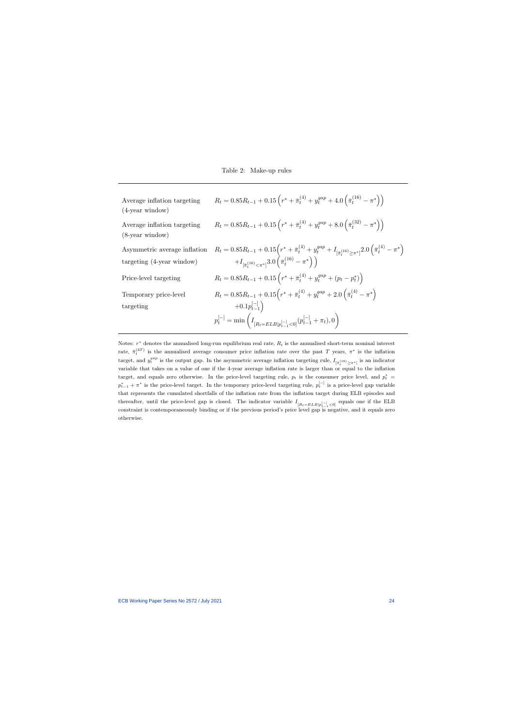Table 2: Make-up rules

| | |
|---|---|
| Average inflation targeting (4-year window) | $R_t = 0.85R_{t-1} + 0.15\left(r^* + \bar{\pi}_t^{(4)} + y_t^{gap} + 4.0\left(\bar{\pi}_t^{(16)} - \pi^*\right)\right)$ |
| Average inflation targeting (8-year window) | $R_t = 0.85R_{t-1} + 0.15\left(r^* + \bar{\pi}_t^{(4)} + y_t^{gap} + 8.0\left(\bar{\pi}_t^{(32)} - \pi^*\right)\right)$ |
| Asymmetric average inflation targeting (4-year window) | $R_t = 0.85R_{t-1} + 0.15\Big(r^* + \bar{\pi}_t^{(4)} + y_t^{gap} + I_{[\bar{\pi}_t^{(16)} \geq \pi^*]}2.0\left(\bar{\pi}_t^{(4)} - \pi^*\right) + I_{[\bar{\pi}_t^{(16)} < \pi^*]}3.0\left(\bar{\pi}_t^{(16)} - \pi^*\right)\Big)$ |
| Price-level targeting | $R_t = 0.85R_{t-1} + 0.15\left(r^* + \bar{\pi}_t^{(4)} + y_t^{gap} + (p_t - p_t^*)\right)$ |
| Temporary price-level targeting | $R_t = 0.85R_{t-1} + 0.15\Big(r^* + \bar{\pi}_t^{(4)} + y_t^{gap} + 2.0\left(\bar{\pi}_t^{(4)} - \pi^*\right) + 0.1p_{t-1}^{[-]}\Big)$ <br> $p_t^{[-]} = \min\left(I_{[R_t = ELB \mid p_{t-1}^{[-]} < 0]}(p_{t-1}^{[-]} + \pi_t), 0\right)$ |

Notes: $r^*$ denotes the annualised long-run equilibrium real rate, $R_t$ is the annualised short-term nominal interest rate, $\bar{\pi}_t^{(4T)}$ is the annualised average consumer price inflation rate over the past $T$ years, $\pi^*$ is the inflation target, and $y_t^{gap}$ is the output gap. In the asymmetric average inflation targeting rule, $I_{[\bar{\pi}_t^{(16)} \geq \pi^*]}$ is an indicator variable that takes on a value of one if the 4-year average inflation rate is larger than or equal to the inflation target, and equals zero otherwise. In the price-level targeting rule, $p_t$ is the consumer price level, and $p_t^* = p_{t-1}^* + \pi^*$ is the price-level target. In the temporary price-level targeting rule, $p_t^{[-]}$ is a price-level gap variable that represents the cumulated shortfalls of the inflation rate from the inflation target during ELB episodes and thereafter, until the price-level gap is closed. The indicator variable $I_{[R_t = ELB \mid p_{t-1}^{[-]} < 0]}$ equals one if the ELB constraint is contemporaneously binding or if the previous period's price level gap is negative, and it equals zero otherwise.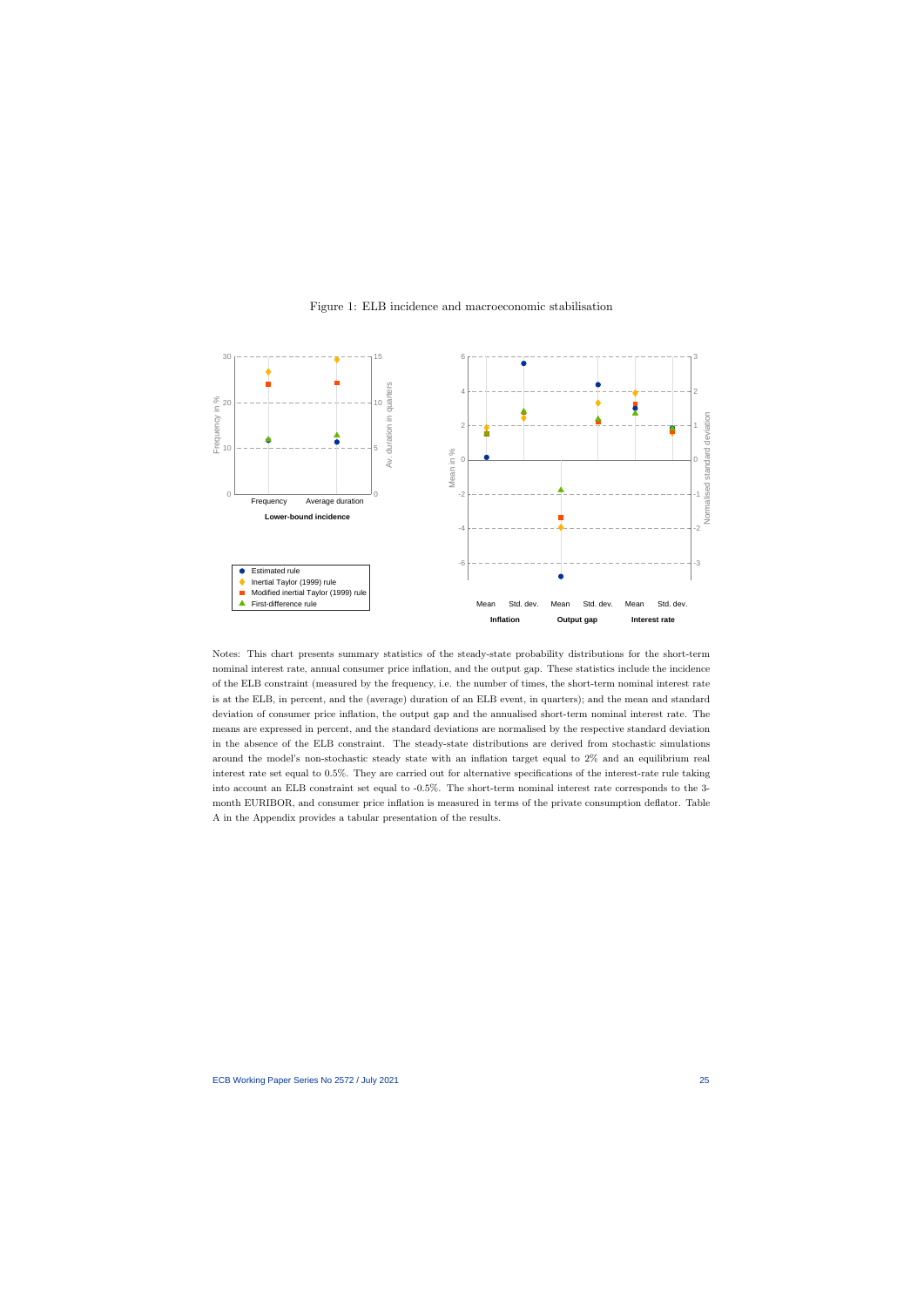Figure 1: ELB incidence and macroeconomic stabilisation

Notes: This chart presents summary statistics of the steady-state probability distributions for the short-term nominal interest rate, annual consumer price inflation, and the output gap. These statistics include the incidence of the ELB constraint (measured by the frequency, i.e. the number of times, the short-term nominal interest rate is at the ELB, in percent, and the (average) duration of an ELB event, in quarters); and the mean and standard deviation of consumer price inflation, the output gap and the annualised short-term nominal interest rate. The means are expressed in percent, and the standard deviations are normalised by the respective standard deviation in the absence of the ELB constraint. The steady-state distributions are derived from stochastic simulations around the model's non-stochastic steady state with an inflation target equal to 2% and an equilibrium real interest rate set equal to 0.5%. They are carried out for alternative specifications of the interest-rate rule taking into account an ELB constraint set equal to -0.5%. The short-term nominal interest rate corresponds to the 3-month EURIBOR, and consumer price inflation is measured in terms of the private consumption deflator. Table A in the Appendix provides a tabular presentation of the results.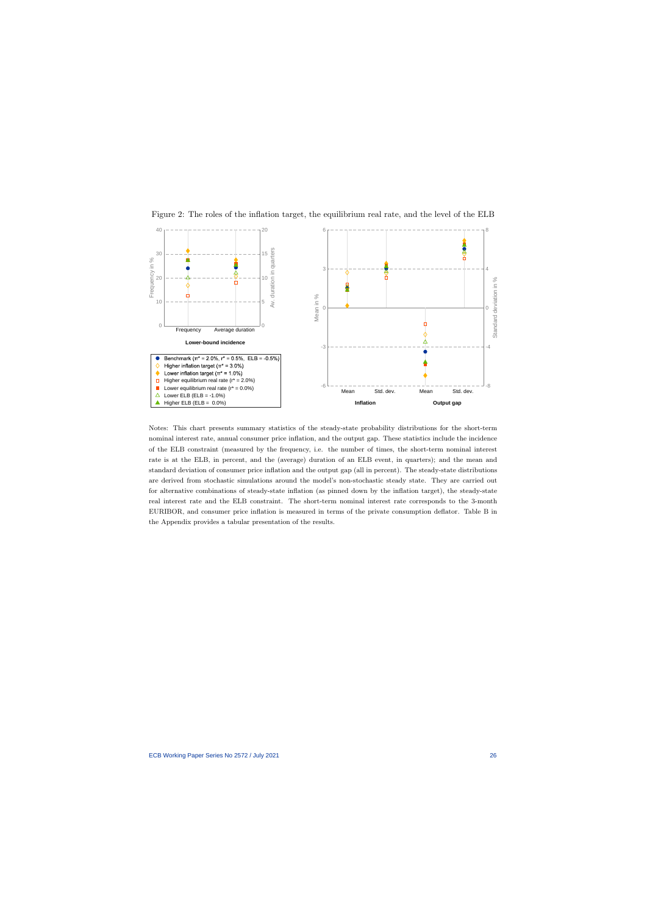Figure 2: The roles of the inflation target, the equilibrium real rate, and the level of the ELB

Notes: This chart presents summary statistics of the steady-state probability distributions for the short-term nominal interest rate, annual consumer price inflation, and the output gap. These statistics include the incidence of the ELB constraint (measured by the frequency, i.e. the number of times, the short-term nominal interest rate is at the ELB, in percent, and the (average) duration of an ELB event, in quarters); and the mean and standard deviation of consumer price inflation and the output gap (all in percent). The steady-state distributions are derived from stochastic simulations around the model's non-stochastic steady state. They are carried out for alternative combinations of steady-state inflation (as pinned down by the inflation target), the steady-state real interest rate and the ELB constraint. The short-term nominal interest rate corresponds to the 3-month EURIBOR, and consumer price inflation is measured in terms of the private consumption deflator. Table B in the Appendix provides a tabular presentation of the results.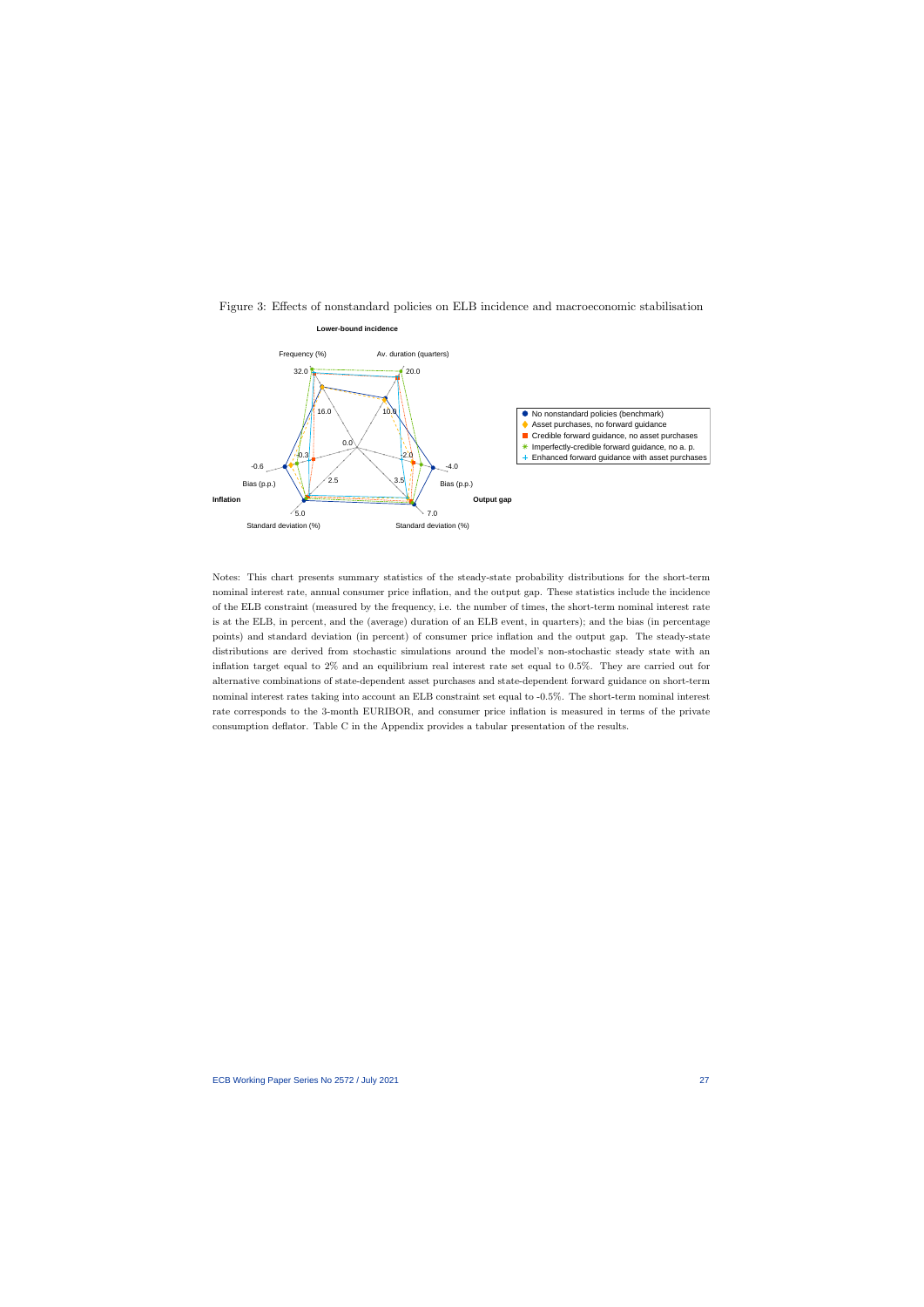Figure 3: Effects of nonstandard policies on ELB incidence and macroeconomic stabilisation

Notes: This chart presents summary statistics of the steady-state probability distributions for the short-term nominal interest rate, annual consumer price inflation, and the output gap. These statistics include the incidence of the ELB constraint (measured by the frequency, i.e. the number of times, the short-term nominal interest rate is at the ELB, in percent, and the (average) duration of an ELB event, in quarters); and the bias (in percentage points) and standard deviation (in percent) of consumer price inflation and the output gap. The steady-state distributions are derived from stochastic simulations around the model's non-stochastic steady state with an inflation target equal to 2% and an equilibrium real interest rate set equal to 0.5%. They are carried out for alternative combinations of state-dependent asset purchases and state-dependent forward guidance on short-term nominal interest rates taking into account an ELB constraint set equal to -0.5%. The short-term nominal interest rate corresponds to the 3-month EURIBOR, and consumer price inflation is measured in terms of the private consumption deflator. Table C in the Appendix provides a tabular presentation of the results.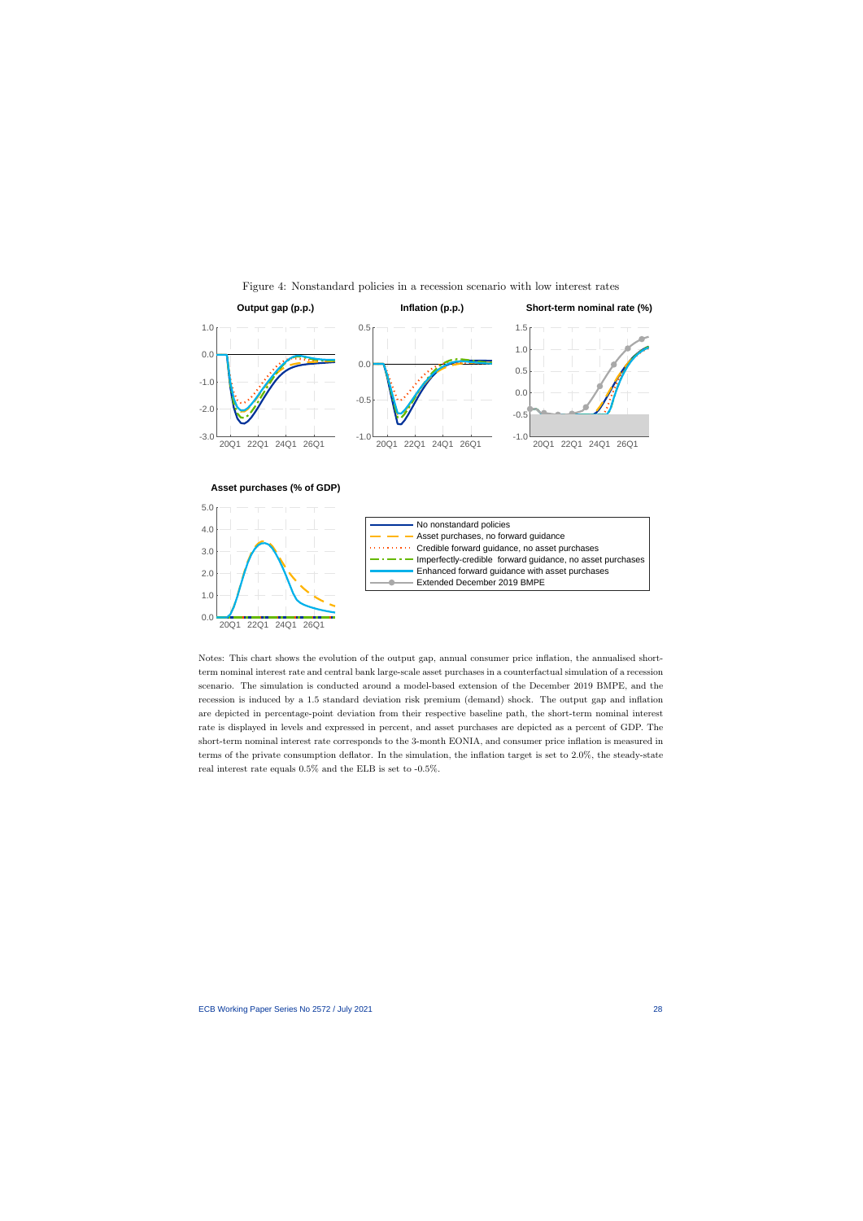Figure 4: Nonstandard policies in a recession scenario with low interest rates

Notes: This chart shows the evolution of the output gap, annual consumer price inflation, the annualised short-term nominal interest rate and central bank large-scale asset purchases in a counterfactual simulation of a recession scenario. The simulation is conducted around a model-based extension of the December 2019 BMPE, and the recession is induced by a 1.5 standard deviation risk premium (demand) shock. The output gap and inflation are depicted in percentage-point deviation from their respective baseline path, the short-term nominal interest rate is displayed in levels and expressed in percent, and asset purchases are depicted as a percent of GDP. The short-term nominal interest rate corresponds to the 3-month EONIA, and consumer price inflation is measured in terms of the private consumption deflator. In the simulation, the inflation target is set to 2.0%, the steady-state real interest rate equals 0.5% and the ELB is set to -0.5%.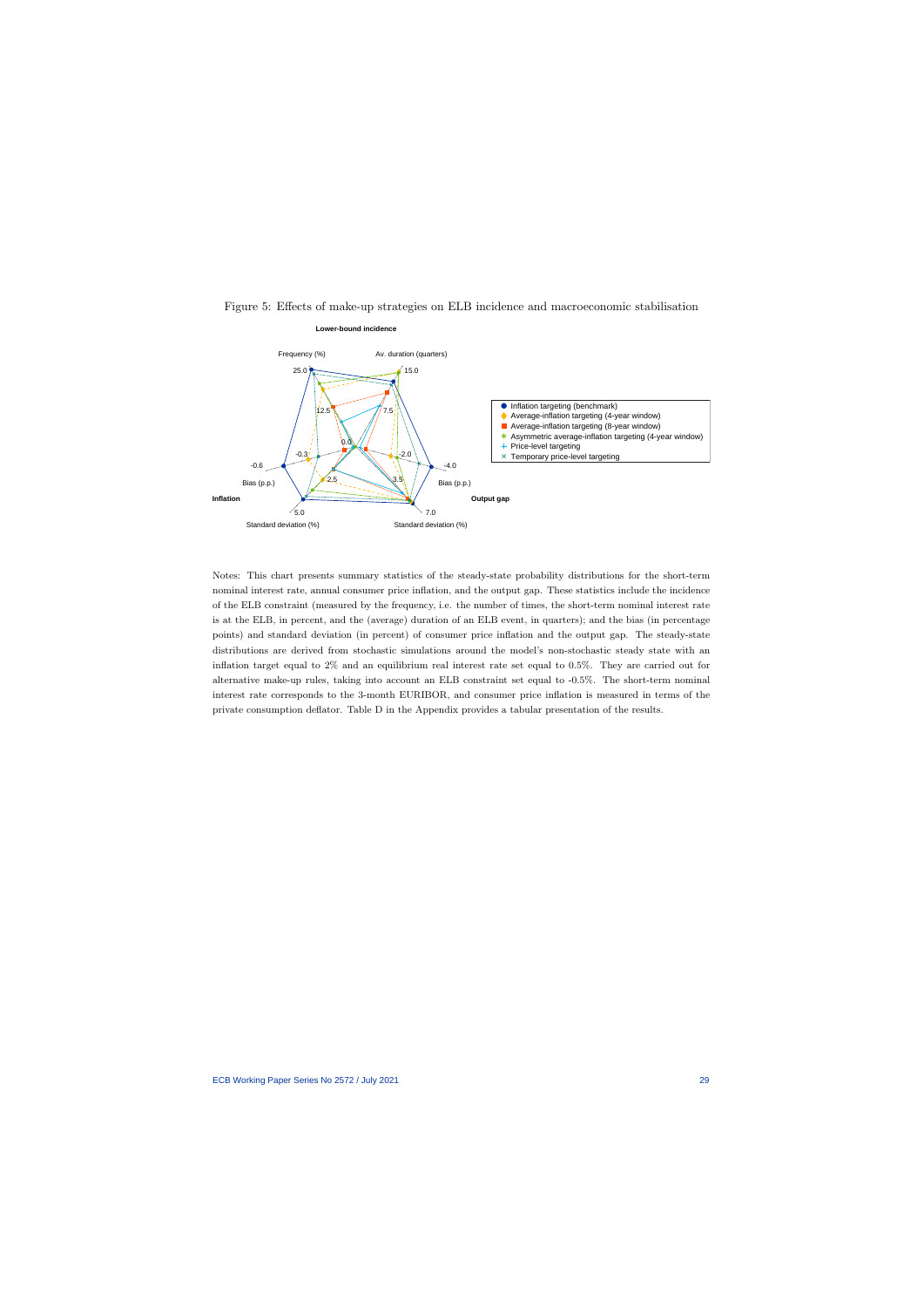Figure 5: Effects of make-up strategies on ELB incidence and macroeconomic stabilisation

Notes: This chart presents summary statistics of the steady-state probability distributions for the short-term nominal interest rate, annual consumer price inflation, and the output gap. These statistics include the incidence of the ELB constraint (measured by the frequency, i.e. the number of times, the short-term nominal interest rate is at the ELB, in percent, and the (average) duration of an ELB event, in quarters); and the bias (in percentage points) and standard deviation (in percent) of consumer price inflation and the output gap. The steady-state distributions are derived from stochastic simulations around the model's non-stochastic steady state with an inflation target equal to 2% and an equilibrium real interest rate set equal to 0.5%. They are carried out for alternative make-up rules, taking into account an ELB constraint set equal to -0.5%. The short-term nominal interest rate corresponds to the 3-month EURIBOR, and consumer price inflation is measured in terms of the private consumption deflator. Table D in the Appendix provides a tabular presentation of the results.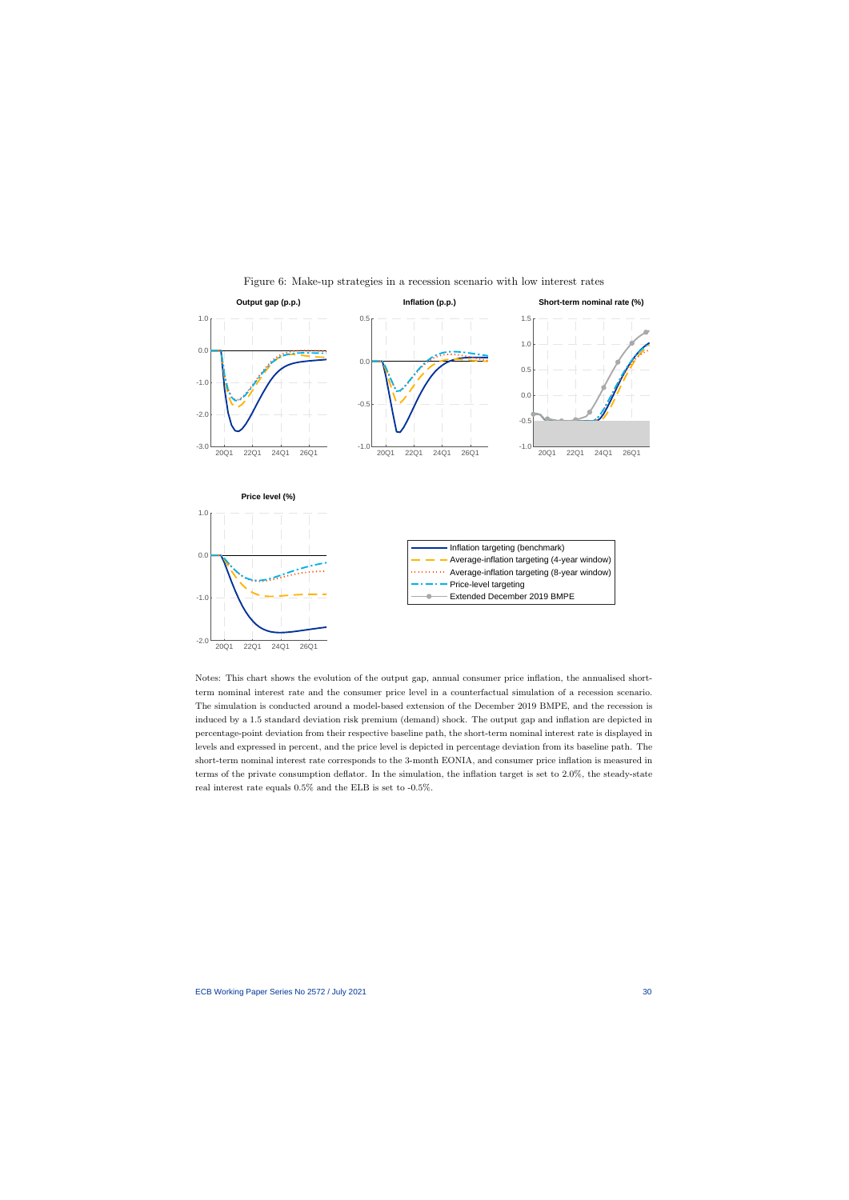Figure 6: Make-up strategies in a recession scenario with low interest rates

Notes: This chart shows the evolution of the output gap, annual consumer price inflation, the annualised short-term nominal interest rate and the consumer price level in a counterfactual simulation of a recession scenario. The simulation is conducted around a model-based extension of the December 2019 BMPE, and the recession is induced by a 1.5 standard deviation risk premium (demand) shock. The output gap and inflation are depicted in percentage-point deviation from their respective baseline path, the short-term nominal interest rate is displayed in levels and expressed in percent, and the price level is depicted in percentage deviation from its baseline path. The short-term nominal interest rate corresponds to the 3-month EONIA, and consumer price inflation is measured in terms of the private consumption deflator. In the simulation, the inflation target is set to 2.0%, the steady-state real interest rate equals 0.5% and the ELB is set to -0.5%.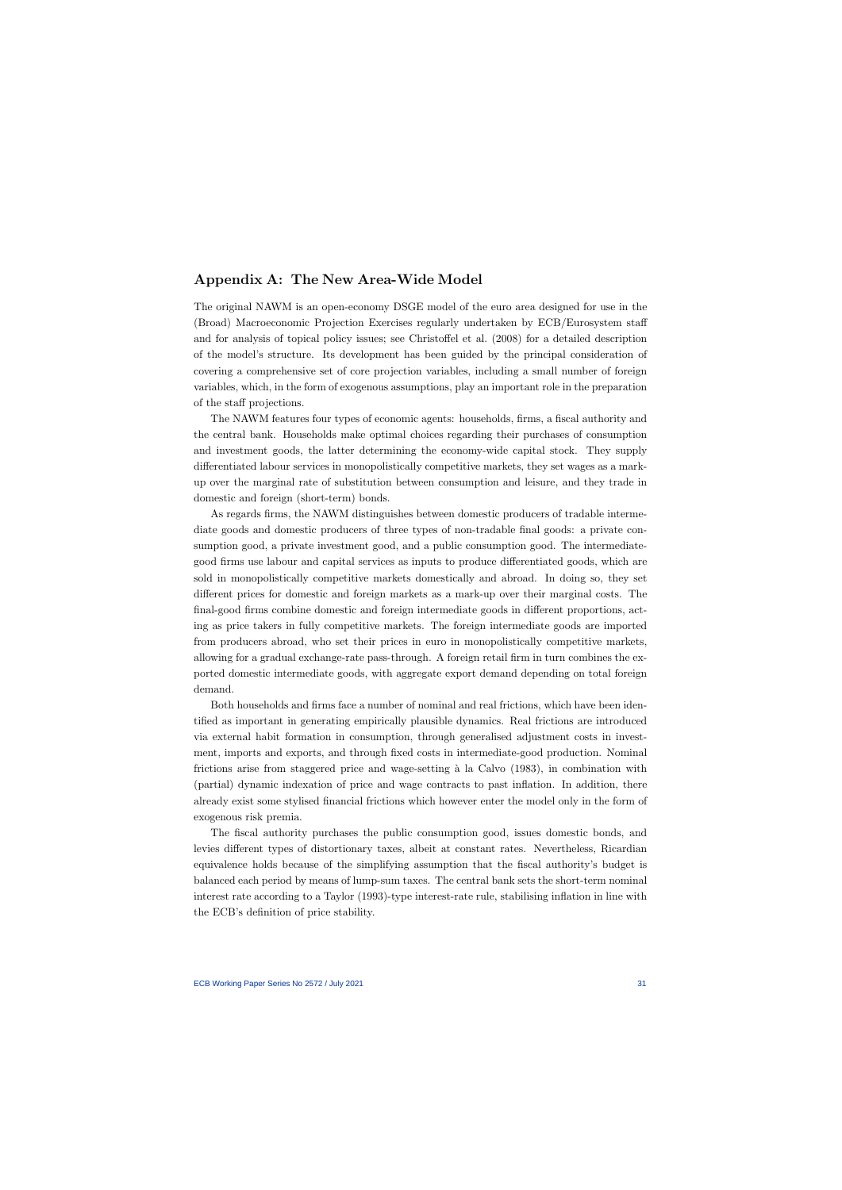## Appendix A: The New Area-Wide Model

The original NAWM is an open-economy DSGE model of the euro area designed for use in the (Broad) Macroeconomic Projection Exercises regularly undertaken by ECB/Eurosystem staff and for analysis of topical policy issues; see Christoffel et al. (2008) for a detailed description of the model's structure. Its development has been guided by the principal consideration of covering a comprehensive set of core projection variables, including a small number of foreign variables, which, in the form of exogenous assumptions, play an important role in the preparation of the staff projections.

The NAWM features four types of economic agents: households, firms, a fiscal authority and the central bank. Households make optimal choices regarding their purchases of consumption and investment goods, the latter determining the economy-wide capital stock. They supply differentiated labour services in monopolistically competitive markets, they set wages as a markup over the marginal rate of substitution between consumption and leisure, and they trade in domestic and foreign (short-term) bonds.

As regards firms, the NAWM distinguishes between domestic producers of tradable intermediate goods and domestic producers of three types of non-tradable final goods: a private consumption good, a private investment good, and a public consumption good. The intermediate-good firms use labour and capital services as inputs to produce differentiated goods, which are sold in monopolistically competitive markets domestically and abroad. In doing so, they set different prices for domestic and foreign markets as a mark-up over their marginal costs. The final-good firms combine domestic and foreign intermediate goods in different proportions, acting as price takers in fully competitive markets. The foreign intermediate goods are imported from producers abroad, who set their prices in euro in monopolistically competitive markets, allowing for a gradual exchange-rate pass-through. A foreign retail firm in turn combines the exported domestic intermediate goods, with aggregate export demand depending on total foreign demand.

Both households and firms face a number of nominal and real frictions, which have been identified as important in generating empirically plausible dynamics. Real frictions are introduced via external habit formation in consumption, through generalised adjustment costs in investment, imports and exports, and through fixed costs in intermediate-good production. Nominal frictions arise from staggered price and wage-setting à la Calvo (1983), in combination with (partial) dynamic indexation of price and wage contracts to past inflation. In addition, there already exist some stylised financial frictions which however enter the model only in the form of exogenous risk premia.

The fiscal authority purchases the public consumption good, issues domestic bonds, and levies different types of distortionary taxes, albeit at constant rates. Nevertheless, Ricardian equivalence holds because of the simplifying assumption that the fiscal authority's budget is balanced each period by means of lump-sum taxes. The central bank sets the short-term nominal interest rate according to a Taylor (1993)-type interest-rate rule, stabilising inflation in line with the ECB's definition of price stability.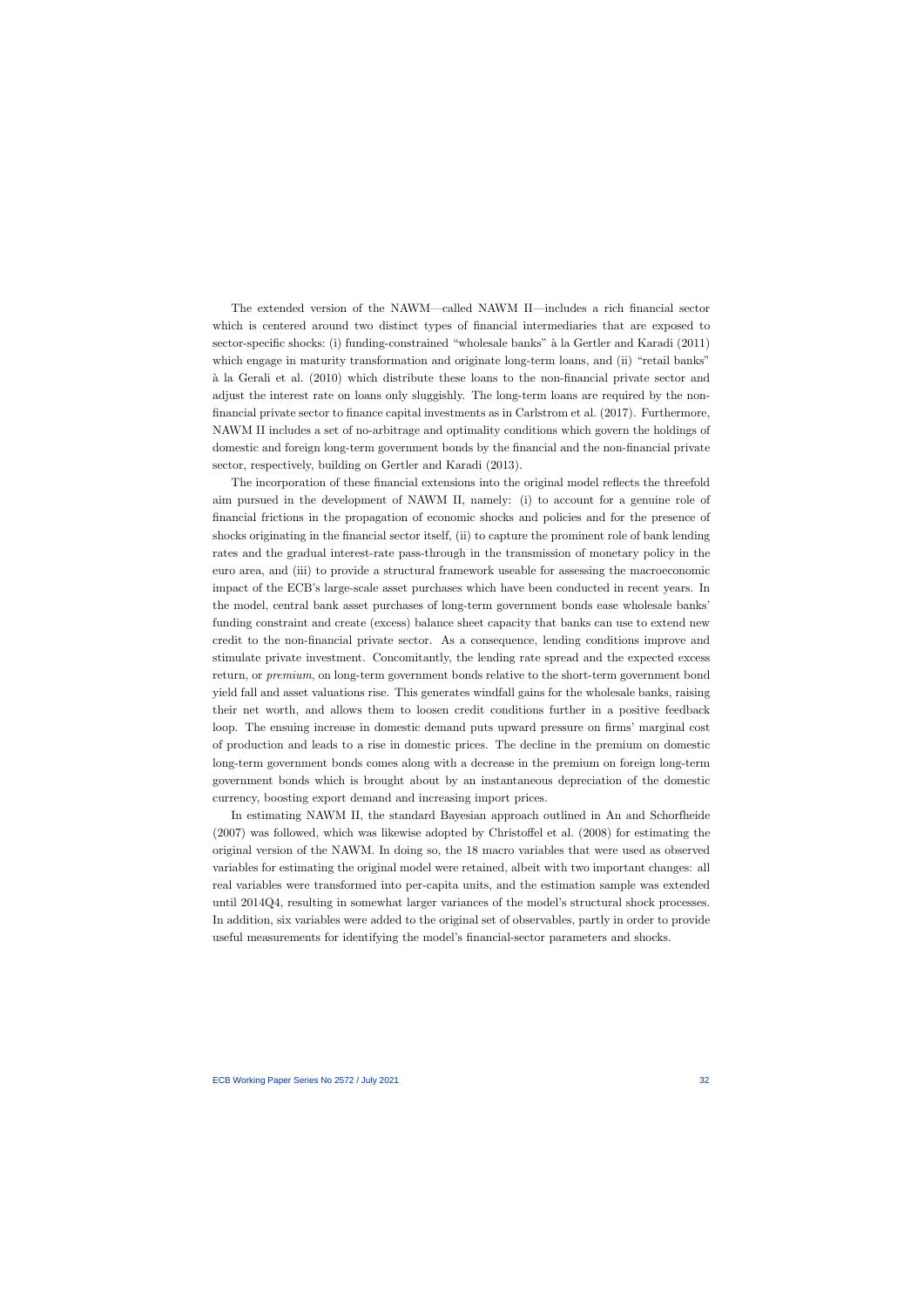The extended version of the NAWM—called NAWM II—includes a rich financial sector which is centered around two distinct types of financial intermediaries that are exposed to sector-specific shocks: (i) funding-constrained "wholesale banks" à la Gertler and Karadi (2011) which engage in maturity transformation and originate long-term loans, and (ii) "retail banks" à la Gerali et al. (2010) which distribute these loans to the non-financial private sector and adjust the interest rate on loans only sluggishly. The long-term loans are required by the non-financial private sector to finance capital investments as in Carlstrom et al. (2017). Furthermore, NAWM II includes a set of no-arbitrage and optimality conditions which govern the holdings of domestic and foreign long-term government bonds by the financial and the non-financial private sector, respectively, building on Gertler and Karadi (2013).

The incorporation of these financial extensions into the original model reflects the threefold aim pursued in the development of NAWM II, namely: (i) to account for a genuine role of financial frictions in the propagation of economic shocks and policies and for the presence of shocks originating in the financial sector itself, (ii) to capture the prominent role of bank lending rates and the gradual interest-rate pass-through in the transmission of monetary policy in the euro area, and (iii) to provide a structural framework useable for assessing the macroeconomic impact of the ECB's large-scale asset purchases which have been conducted in recent years. In the model, central bank asset purchases of long-term government bonds ease wholesale banks' funding constraint and create (excess) balance sheet capacity that banks can use to extend new credit to the non-financial private sector. As a consequence, lending conditions improve and stimulate private investment. Concomitantly, the lending rate spread and the expected excess return, or *premium*, on long-term government bonds relative to the short-term government bond yield fall and asset valuations rise. This generates windfall gains for the wholesale banks, raising their net worth, and allows them to loosen credit conditions further in a positive feedback loop. The ensuing increase in domestic demand puts upward pressure on firms' marginal cost of production and leads to a rise in domestic prices. The decline in the premium on domestic long-term government bonds comes along with a decrease in the premium on foreign long-term government bonds which is brought about by an instantaneous depreciation of the domestic currency, boosting export demand and increasing import prices.

In estimating NAWM II, the standard Bayesian approach outlined in An and Schorfheide (2007) was followed, which was likewise adopted by Christoffel et al. (2008) for estimating the original version of the NAWM. In doing so, the 18 macro variables that were used as observed variables for estimating the original model were retained, albeit with two important changes: all real variables were transformed into per-capita units, and the estimation sample was extended until 2014Q4, resulting in somewhat larger variances of the model's structural shock processes. In addition, six variables were added to the original set of observables, partly in order to provide useful measurements for identifying the model's financial-sector parameters and shocks.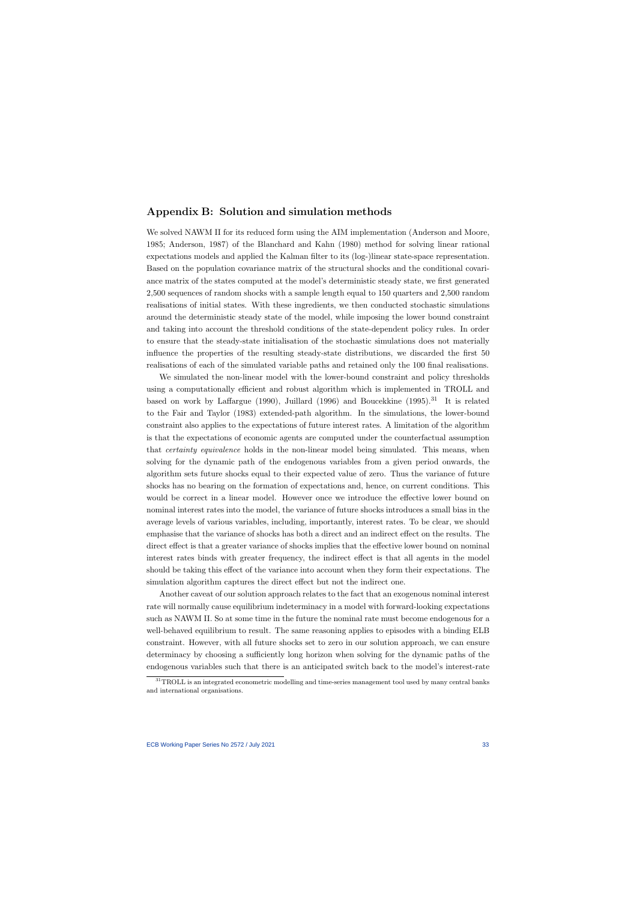## Appendix B: Solution and simulation methods

We solved NAWM II for its reduced form using the AIM implementation (Anderson and Moore, 1985; Anderson, 1987) of the Blanchard and Kahn (1980) method for solving linear rational expectations models and applied the Kalman filter to its (log-)linear state-space representation. Based on the population covariance matrix of the structural shocks and the conditional covariance matrix of the states computed at the model's deterministic steady state, we first generated 2,500 sequences of random shocks with a sample length equal to 150 quarters and 2,500 random realisations of initial states. With these ingredients, we then conducted stochastic simulations around the deterministic steady state of the model, while imposing the lower bound constraint and taking into account the threshold conditions of the state-dependent policy rules. In order to ensure that the steady-state initialisation of the stochastic simulations does not materially influence the properties of the resulting steady-state distributions, we discarded the first 50 realisations of each of the simulated variable paths and retained only the 100 final realisations.

We simulated the non-linear model with the lower-bound constraint and policy thresholds using a computationally efficient and robust algorithm which is implemented in TROLL and based on work by Laffargue (1990), Juillard (1996) and Boucekkine (1995).[31] It is related to the Fair and Taylor (1983) extended-path algorithm. In the simulations, the lower-bound constraint also applies to the expectations of future interest rates. A limitation of the algorithm is that the expectations of economic agents are computed under the counterfactual assumption that *certainty equivalence* holds in the non-linear model being simulated. This means, when solving for the dynamic path of the endogenous variables from a given period onwards, the algorithm sets future shocks equal to their expected value of zero. Thus the variance of future shocks has no bearing on the formation of expectations and, hence, on current conditions. This would be correct in a linear model. However once we introduce the effective lower bound on nominal interest rates into the model, the variance of future shocks introduces a small bias in the average levels of various variables, including, importantly, interest rates. To be clear, we should emphasise that the variance of shocks has both a direct and an indirect effect on the results. The direct effect is that a greater variance of shocks implies that the effective lower bound on nominal interest rates binds with greater frequency, the indirect effect is that all agents in the model should be taking this effect of the variance into account when they form their expectations. The simulation algorithm captures the direct effect but not the indirect one.

Another caveat of our solution approach relates to the fact that an exogenous nominal interest rate will normally cause equilibrium indeterminacy in a model with forward-looking expectations such as NAWM II. So at some time in the future the nominal rate must become endogenous for a well-behaved equilibrium to result. The same reasoning applies to episodes with a binding ELB constraint. However, with all future shocks set to zero in our solution approach, we can ensure determinacy by choosing a sufficiently long horizon when solving for the dynamic paths of the endogenous variables such that there is an anticipated switch back to the model's interest-rate

[31] TROLL is an integrated econometric modelling and time-series management tool used by many central banks and international organisations.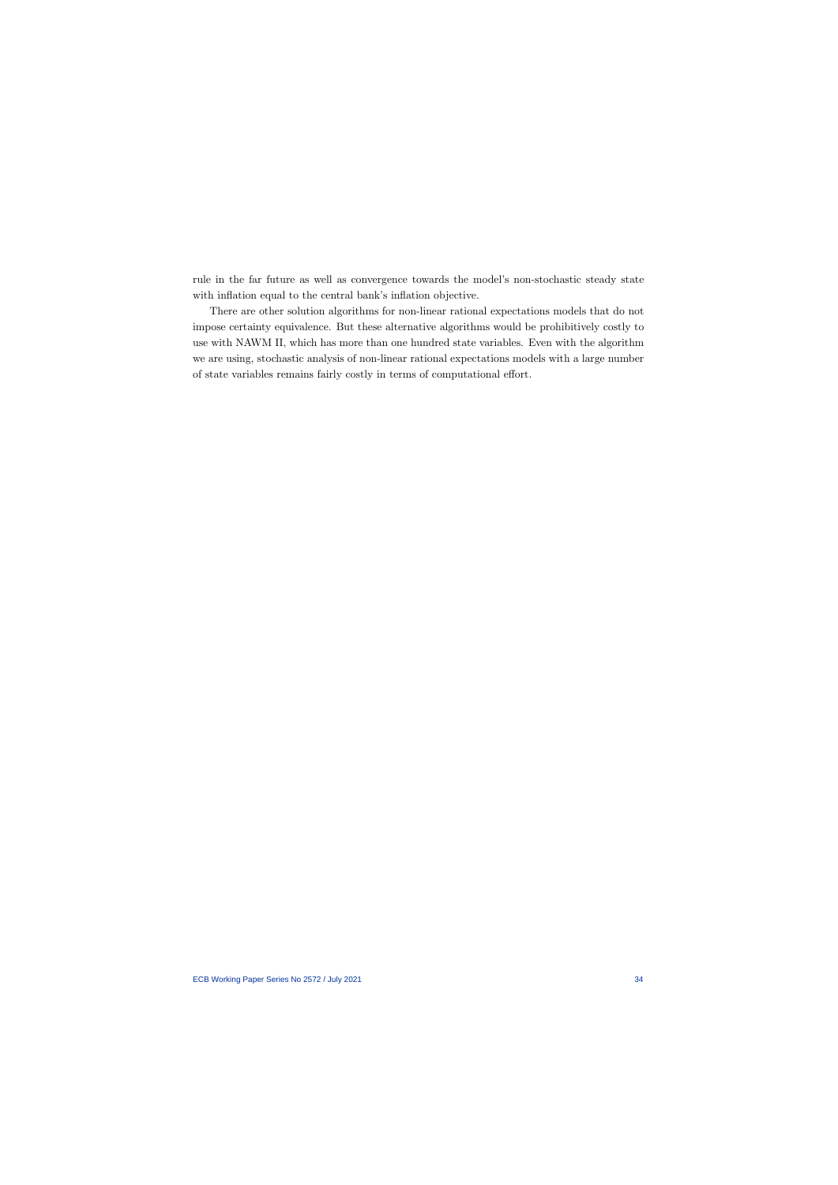rule in the far future as well as convergence towards the model's non-stochastic steady state with inflation equal to the central bank's inflation objective.

There are other solution algorithms for non-linear rational expectations models that do not impose certainty equivalence. But these alternative algorithms would be prohibitively costly to use with NAWM II, which has more than one hundred state variables. Even with the algorithm we are using, stochastic analysis of non-linear rational expectations models with a large number of state variables remains fairly costly in terms of computational effort.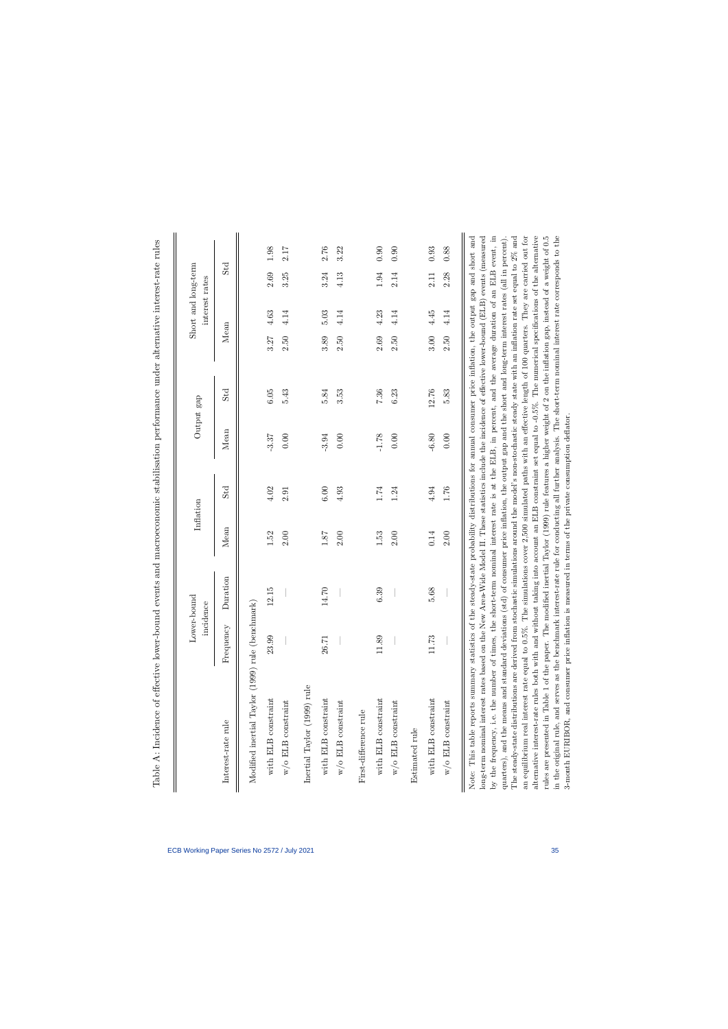Table A: Incidence of effective lower-bound events and macroeconomic stabilisation performance under alternative interest-rate rules

| Interest-rate rule | Lower-bound incidence | | Inflation | | Output gap | | Short and long-term interest rates | | | |
|---|---|---|---|---|---|---|---|---|---|---|
| | Frequency | Duration | Mean | Std | Mean | Std | Mean | | Std | |
| Modified inertial Taylor (1999) rule (benchmark) | | | | | | | | | | |
| with ELB constraint | 23.99 | 12.15 | 1.52 | 4.02 | -3.37 | 6.05 | 3.27 | 4.63 | 2.69 | 1.98 |
| w/o ELB constraint | — | — | 2.00 | 2.91 | 0.00 | 5.43 | 2.50 | 4.14 | 3.25 | 2.17 |
| Inertial Taylor (1999) rule | | | | | | | | | | |
| with ELB constraint | 26.71 | 14.70 | 1.87 | 6.00 | -3.94 | 5.84 | 3.89 | 5.03 | 3.24 | 2.76 |
| w/o ELB constraint | — | — | 2.00 | 4.93 | 0.00 | 3.53 | 2.50 | 4.14 | 4.13 | 3.22 |
| First-difference rule | | | | | | | | | | |
| with ELB constraint | 11.89 | 6.39 | 1.53 | 1.74 | -1.78 | 7.36 | 2.69 | 4.23 | 1.94 | 0.90 |
| w/o ELB constraint | — | — | 2.00 | 1.24 | 0.00 | 6.23 | 2.50 | 4.14 | 2.14 | 0.90 |
| Estimated rule | | | | | | | | | | |
| with ELB constraint | 11.73 | 5.68 | 0.14 | 4.94 | -6.80 | 12.76 | 3.00 | 4.45 | 2.11 | 0.93 |
| w/o ELB constraint | — | — | 2.00 | 1.76 | 0.00 | 5.83 | 2.50 | 4.14 | 2.28 | 0.88 |

Note: This table reports summary statistics of the steady-state probability distributions for annual consumer price inflation, the output gap and short and long-term nominal interest rates based on the New Area-Wide Model II. These statistics include the incidence of effective lower-bound (ELB) events (measured by the frequency, i.e. the number of times, the short-term nominal interest rate is at the ELB, in percent, and the average duration of an ELB event, in quarters), and the means and standard deviations (std) of consumer price inflation, the output gap and the short and long-term interest rates (all in percent). The steady-state distributions are derived from stochastic simulations around the model's non-stochastic steady state with an inflation rate set equal to 2% and an equilibrium real interest rate equal to 0.5%. The simulations cover 2,500 simulated paths with an effective length of 100 quarters. They are carried out for alternative interest-rate rules both with and without taking into account an ELB constraint set equal to -0.5%. The numerical specifications of the alternative rules are presented in Table 1 of the paper. The modified inertial Taylor (1999) rule features a higher weight of 2 on the inflation gap, instead of a weight of 0.5 in the original rule, and serves as the benchmark interest-rate rule for conducting all further analysis. The short-term nominal interest rate corresponds to the 3-month EURIBOR, and consumer price inflation is measured in terms of the private consumption deflator.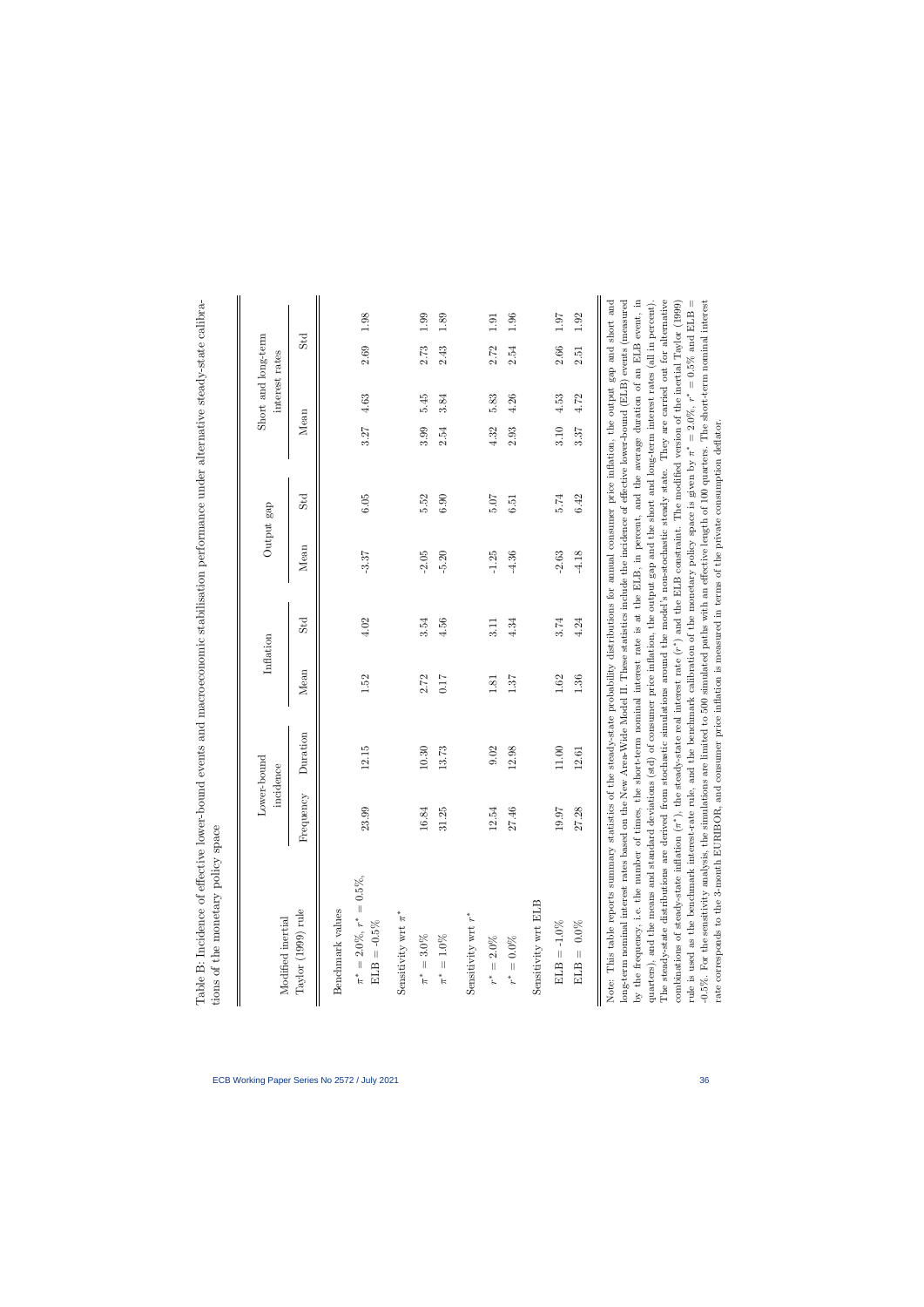Table B: Incidence of effective lower-bound events and macroeconomic stabilisation performance under alternative steady-state calibrations of the monetary policy space

| Modified inertial Taylor (1999) rule | Lower-bound incidence | | Inflation | | Output gap | | Short and long-term interest rates | | | |
|---|---|---|---|---|---|---|---|---|---|---|
| | Frequency | Duration | Mean | Std | Mean | Std | Mean | | Std | |
| Benchmark values | | | | | | | | | | |
| $\pi^* = 2.0\%$, $r^* = 0.5\%$, ELB = -0.5% | 23.99 | 12.15 | 1.52 | 4.02 | -3.37 | 6.05 | 3.27 | 4.63 | 2.69 | 1.98 |
| Sensitivity wrt $\pi^*$ | | | | | | | | | | |
| $\pi^* = 3.0\%$ | 16.84 | 10.30 | 2.72 | 3.54 | -2.05 | 5.52 | 3.99 | 5.45 | 2.73 | 1.99 |
| $\pi^* = 1.0\%$ | 31.25 | 13.73 | 0.17 | 4.56 | -5.20 | 6.90 | 2.54 | 3.84 | 2.43 | 1.89 |
| Sensitivity wrt $r^*$ | | | | | | | | | | |
| $r^* = 2.0\%$ | 12.54 | 9.02 | 1.81 | 3.11 | -1.25 | 5.07 | 4.32 | 5.83 | 2.72 | 1.91 |
| $r^* = 0.0\%$ | 27.46 | 12.98 | 1.37 | 4.34 | -4.36 | 6.51 | 2.93 | 4.26 | 2.54 | 1.96 |
| Sensitivity wrt ELB | | | | | | | | | | |
| ELB = -1.0% | 19.97 | 11.00 | 1.62 | 3.74 | -2.63 | 5.74 | 3.10 | 4.53 | 2.66 | 1.97 |
| ELB = 0.0% | 27.28 | 12.61 | 1.36 | 4.24 | -4.18 | 6.42 | 3.37 | 4.72 | 2.51 | 1.92 |

Note: This table reports summary statistics of the steady-state probability distributions for annual consumer price inflation, the output gap and short and long-term nominal interest rates based on the New Area-Wide Model II. These statistics include the incidence of effective lower-bound (ELB) events (measured by the frequency, i.e. the number of times, the short-term nominal interest rate is at the ELB, in percent, and the average duration of an ELB event, in quarters), and the means and standard deviations (std) of consumer price inflation, the output gap and the short and long-term interest rates (all in percent). The steady-state distributions are derived from stochastic simulations around the model's non-stochastic steady state. They are carried out for alternative combinations of steady-state inflation ($\pi^*$), the steady-state real interest rate ($r^*$) and the ELB constraint. The modified version of the inertial Taylor (1999) rule is used as the benchmark interest-rate rule, and the benchmark calibration of the monetary policy space is given by $\pi^* = 2.0\%$, $r^* = 0.5\%$ and ELB = -0.5%. For the sensitivity analysis, the simulations are limited to 500 simulated paths with an effective length of 100 quarters. The short-term nominal interest rate corresponds to the 3-month EURIBOR, and consumer price inflation is measured in terms of the private consumption deflator.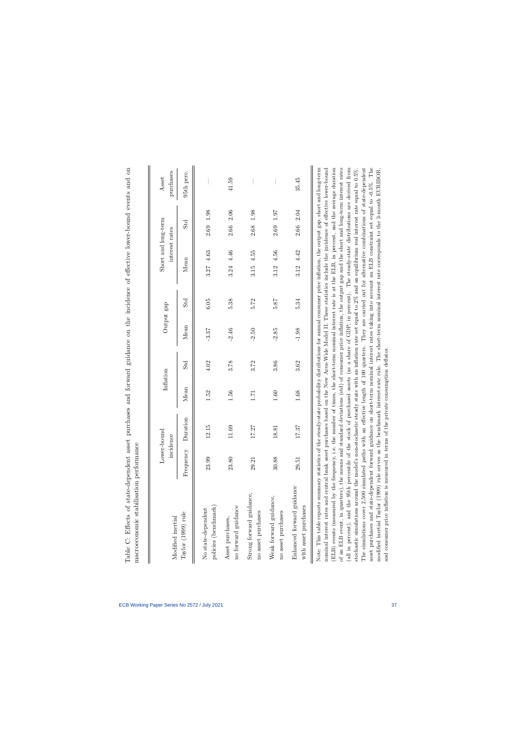Table C: Effects of state-dependent asset purchases and forward guidance on the incidence of effective lower-bound events and on macroeconomic stabilisation performance

| Modified inertial Taylor (1999) rule | Lower-bound incidence | | Inflation | | Output gap | | Short and long-term interest rates | | Asset purchases |
|---|---|---|---|---|---|---|---|---|---|
| | Frequency | Duration | Mean | Std | Mean | Std | Mean | Std | 95th perc. |
| No state-dependent policies (benchmark) | 23.99 | 12.15 | 1.52 | 4.02 | -3.37 | 6.05 | 3.27 4.63 | 2.69 1.98 | — |
| Asset purchases, no forward guidance | 23.80 | 11.69 | 1.56 | 3.78 | -2.46 | 5.38 | 3.24 4.46 | 2.66 2.06 | 41.59 |
| Strong forward guidance, no asset purchases | 29.21 | 17.27 | 1.71 | 3.72 | -2.50 | 5.72 | 3.15 4.55 | 2.68 1.98 | — |
| Weak forward guidance, no asset purchases | 30.88 | 18.81 | 1.60 | 3.86 | -2.85 | 5.87 | 3.12 4.56 | 2.69 1.97 | — |
| Enhanced forward guidance with asset purchases | 29.51 | 17.37 | 1.68 | 3.62 | -1.98 | 5.34 | 3.12 4.42 | 2.66 2.04 | 35.45 |

Note: This table reports summary statistics of the steady-state probability distributions for annual consumer price inflation, the output gap, short and long-term nominal interest rates and central bank asset purchases based on the New Area-Wide Model II. These statistics include the incidence of effective lower-bound (ELB) events (measured by the frequency, i.e. the number of times, the short-term nominal interest rate is at the ELB, in percent, and the average duration of an ELB event, in quarters), the means and standard deviations (std) of consumer price inflation, the output gap and the short and long-term interest rates (all in percent), and the 95th percentile of the stock of purchased assets (as a share of GDP, in percent). The steady-state distributions are derived from stochastic simulations around the model's non-stochastic steady state with an inflation rate set equal to 2% and an equilibrium real interest rate equal to 0.5%. The simulations cover 2,500 simulated paths with an effective length of 100 quarters. They are carried out for alternative combinations of state-dependent asset purchases and state-dependent forward guidance on short-term nominal interest rates taking into account an ELB constraint set equal to -0.5%. The modified inertial Taylor (1999) rule serves as the benchmark interest-rate rule. The short-term nominal interest rate corresponds to the 3-month EURIBOR, and consumer price inflation is measured in terms of the private consumption deflator.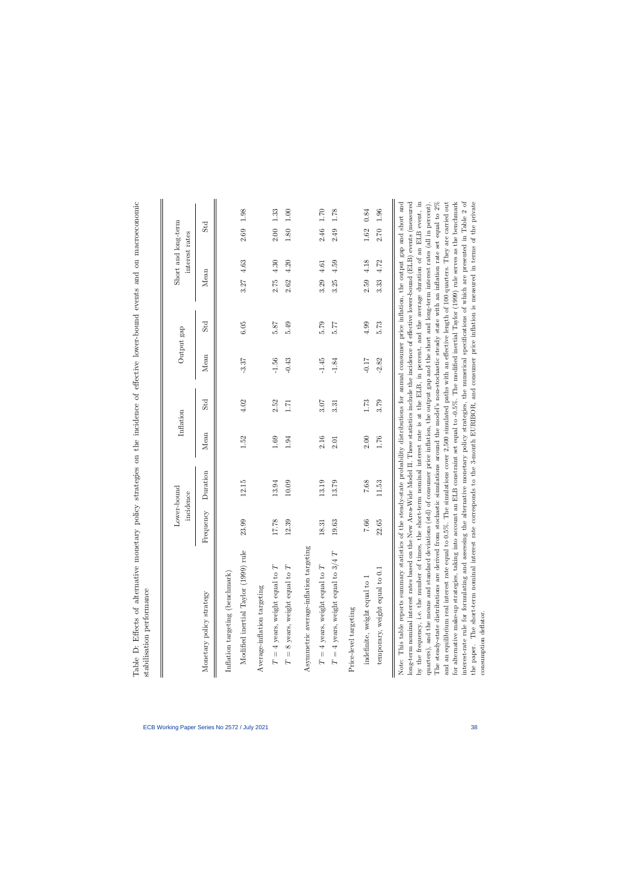Table D: Effects of alternative monetary policy strategies on the incidence of effective lower-bound events and on macroeconomic stabilisation performance

| Monetary policy strategy | Lower-bound incidence | | Inflation | | Output gap | | Short and long-term interest rates | | | |
|---|---|---|---|---|---|---|---|---|---|---|
| | Frequency | Duration | Mean | Std | Mean | Std | Mean | | Std | |
| Inflation targeting (benchmark) | | | | | | | | | | |
| Modified inertial Taylor (1999) rule | 23.99 | 12.15 | 1.52 | 4.02 | -3.37 | 6.05 | 3.27 | 4.63 | 2.69 | 1.98 |
| Average-inflation targeting | | | | | | | | | | |
| $T = 4$ years, weight equal to $T$ | 17.78 | 13.94 | 1.69 | 2.52 | -1.56 | 5.87 | 2.75 | 4.30 | 2.00 | 1.33 |
| $T = 8$ years, weight equal to $T$ | 12.39 | 10.09 | 1.94 | 1.71 | -0.43 | 5.49 | 2.62 | 4.20 | 1.80 | 1.00 |
| Asymmetric average-inflation targeting | | | | | | | | | | |
| $T = 4$ years, weight equal to $T$ | 18.31 | 13.19 | 2.16 | 3.07 | -1.45 | 5.79 | 3.29 | 4.61 | 2.46 | 1.70 |
| $T = 4$ years, weight equal to $3/4\ T$ | 19.63 | 13.79 | 2.01 | 3.31 | -1.84 | 5.77 | 3.25 | 4.59 | 2.49 | 1.78 |
| Price-level targeting | | | | | | | | | | |
| indefinite, weight equal to 1 | 7.66 | 7.68 | 2.00 | 1.73 | -0.17 | 4.99 | 2.59 | 4.18 | 1.62 | 0.84 |
| temporary, weight equal to 0.1 | 22.65 | 11.53 | 1.76 | 3.79 | -2.82 | 5.73 | 3.33 | 4.72 | 2.70 | 1.96 |

Note: This table reports summary statistics of the steady-state probability distributions for annual consumer price inflation, the output gap and short and long-term nominal interest rates based on the New Area-Wide Model II. These statistics include the incidence of effective lower-bound (ELB) events (measured by the frequency, i.e. the number of times, the short-term nominal interest rate is at the ELB, in percent, and the average duration of an ELB event, in quarters), and the means and standard deviations (std) of consumer price inflation, the output gap and the short and long-term interest rates (all in percent). The steady-state distributions are derived from stochastic simulations around the model's non-stochastic steady state with an inflation rate set equal to 2% and an equilibrium real interest rate equal to 0.5%. The simulations cover 2,500 simulated paths with an effective length of 100 quarters. They are carried out for alternative make-up strategies, taking into account an ELB constraint set equal to -0.5%. The modified inertial Taylor (1999) rule serves as the benchmark interest-rate rule for formulating and assessing the alternative monetary policy strategies, the numerical specifications of which are presented in Table 2 of the paper. The short-term nominal interest rate corresponds to the 3-month EURIBOR, and consumer price inflation is measured in terms of the private consumption deflator.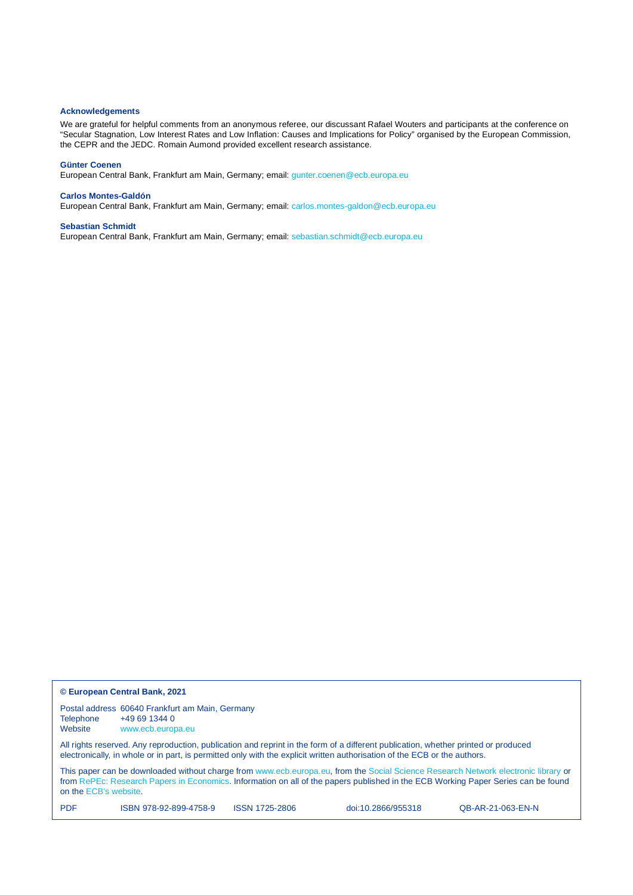### Acknowledgements

We are grateful for helpful comments from an anonymous referee, our discussant Rafael Wouters and participants at the conference on "Secular Stagnation, Low Interest Rates and Low Inflation: Causes and Implications for Policy" organised by the European Commission, the CEPR and the JEDC. Romain Aumond provided excellent research assistance.

**Günter Coenen**
European Central Bank, Frankfurt am Main, Germany; email: gunter.coenen@ecb.europa.eu

**Carlos Montes-Galdón**
European Central Bank, Frankfurt am Main, Germany; email: carlos.montes-galdon@ecb.europa.eu

**Sebastian Schmidt**
European Central Bank, Frankfurt am Main, Germany; email: sebastian.schmidt@ecb.europa.eu

**© European Central Bank, 2021**

Postal address 60640 Frankfurt am Main, Germany
Telephone +49 69 1344 0
Website www.ecb.europa.eu

All rights reserved. Any reproduction, publication and reprint in the form of a different publication, whether printed or produced electronically, in whole or in part, is permitted only with the explicit written authorisation of the ECB or the authors.

This paper can be downloaded without charge from www.ecb.europa.eu, from the Social Science Research Network electronic library or from RePEc: Research Papers in Economics. Information on all of the papers published in the ECB Working Paper Series can be found on the ECB's website.

PDF ISBN 978-92-899-4758-9 ISSN 1725-2806 doi:10.2866/955318 QB-AR-21-063-EN-N